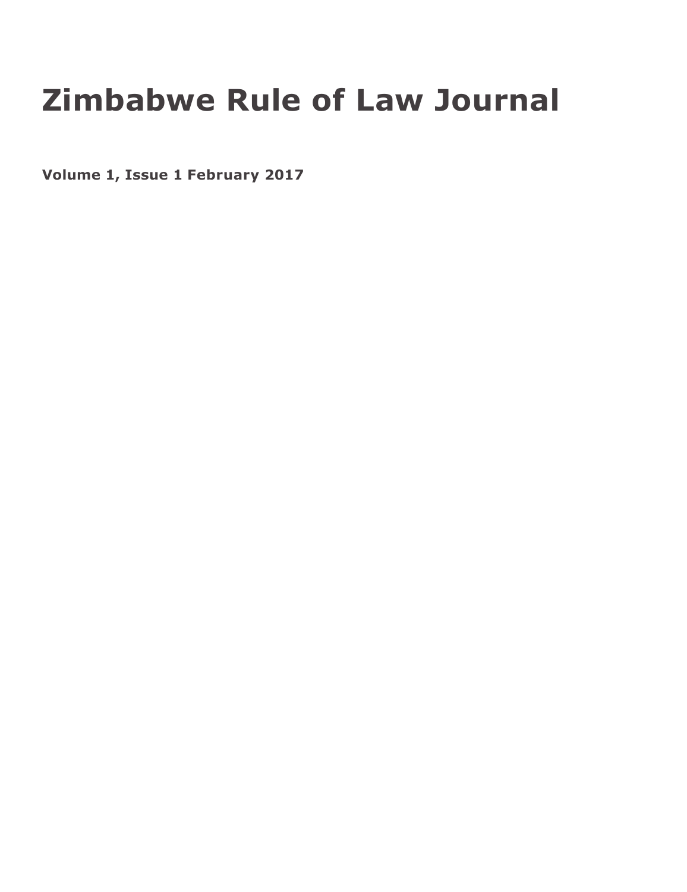# Zimbabwe Rule of Law Journal

**Volume 1, Issue 1 February 2017**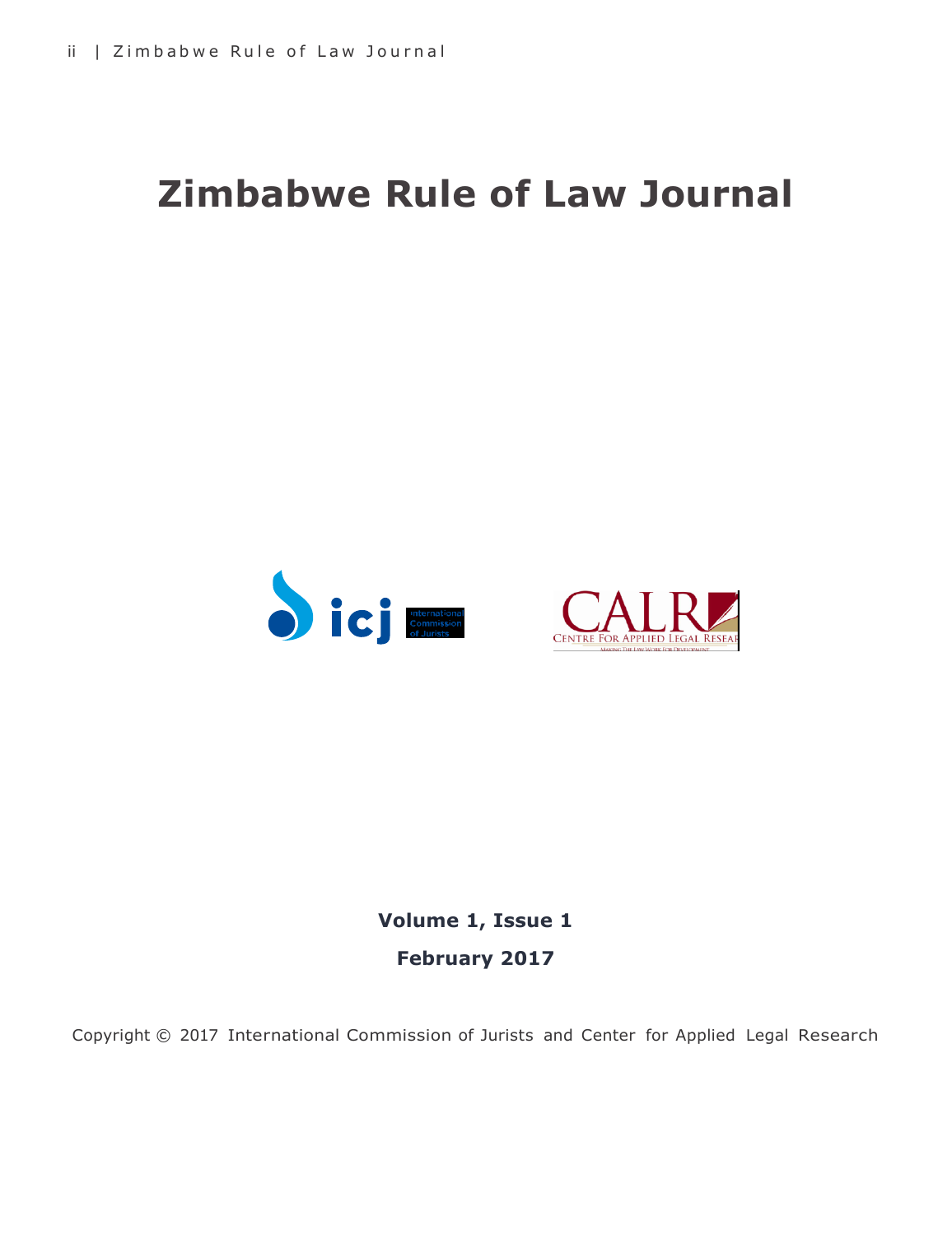# Zimbabwe Rule of Law Journal

**Volume 1, Issue 1**

**February 2017**

Copyright © 2017 International Commission of Jurists and Center for Applied Legal Research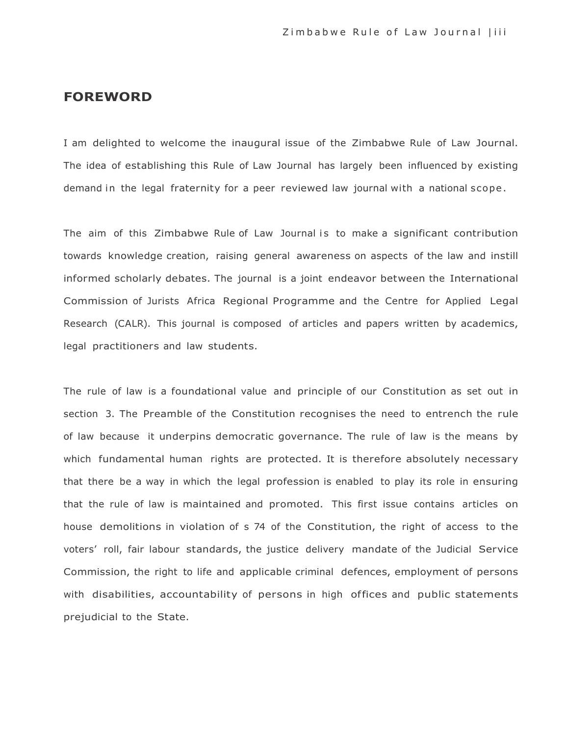## FOREWORD

I am delighted to welcome the inaugural issue of the Zimbabwe Rule of Law Journal. The idea of establishing this Rule of Law Journal has largely been influenced by existing demand in the legal fraternity for a peer reviewed law journal with a national scope.

The aim of this Zimbabwe Rule of Law Journal is to make a significant contribution towards knowledge creation, raising general awareness on aspects of the law and instill informed scholarly debates. The journal is a joint endeavor between the International Commission of Jurists Africa Regional Programme and the Centre for Applied Legal Research (CALR). This journal is composed of articles and papers written by academics, legal practitioners and law students.

The rule of law is a foundational value and principle of our Constitution as set out in section 3. The Preamble of the Constitution recognises the need to entrench the rule of law because it underpins democratic governance. The rule of law is the means by which fundamental human rights are protected. It is therefore absolutely necessary that there be a way in which the legal profession is enabled to play its role in ensuring that the rule of law is maintained and promoted. This first issue contains articles on house demolitions in violation of s 74 of the Constitution, the right of access to the voters' roll, fair labour standards, the justice delivery mandate of the Judicial Service Commission, the right to life and applicable criminal defences, employment of persons with disabilities, accountability of persons in high offices and public statements prejudicial to the State.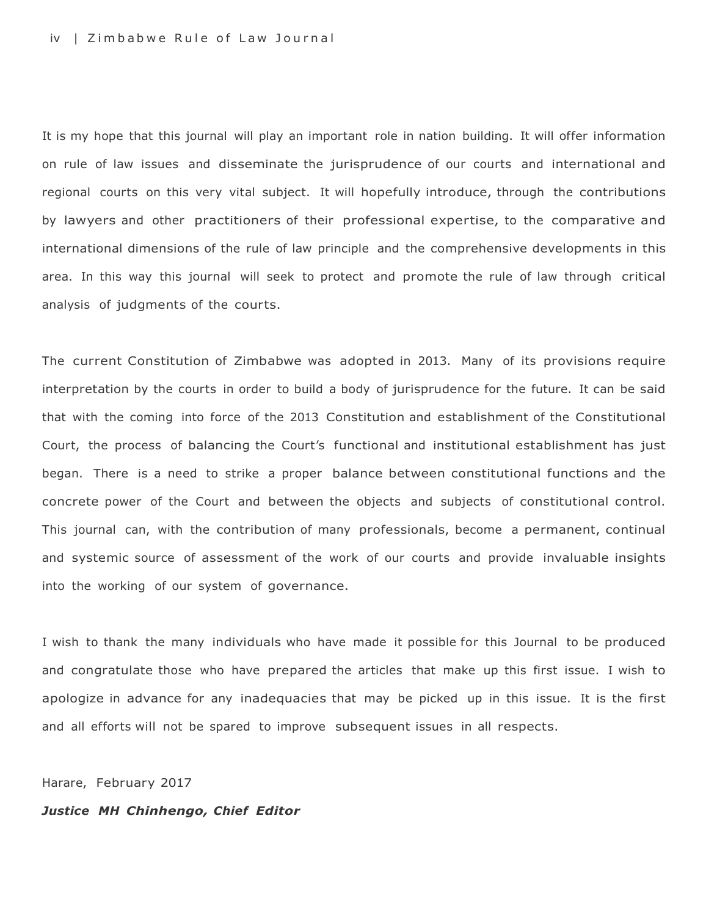It is my hope that this journal will play an important role in nation building. It will offer information on rule of law issues and disseminate the jurisprudence of our courts and international and regional courts on this very vital subject. It will hopefully introduce, through the contributions by lawyers and other practitioners of their professional expertise, to the comparative and international dimensions of the rule of law principle and the comprehensive developments in this area. In this way this journal will seek to protect and promote the rule of law through critical analysis of judgments of the courts.

The current Constitution of Zimbabwe was adopted in 2013. Many of its provisions require interpretation by the courts in order to build a body of jurisprudence for the future. It can be said that with the coming into force of the 2013 Constitution and establishment of the Constitutional Court, the process of balancing the Court's functional and institutional establishment has just began. There is a need to strike a proper balance between constitutional functions and the concrete power of the Court and between the objects and subjects of constitutional control. This journal can, with the contribution of many professionals, become a permanent, continual and systemic source of assessment of the work of our courts and provide invaluable insights into the working of our system of governance.

I wish to thank the many individuals who have made it possible for this Journal to be produced and congratulate those who have prepared the articles that make up this first issue. I wish to apologize in advance for any inadequacies that may be picked up in this issue. It is the first and all efforts will not be spared to improve subsequent issues in all respects.

Harare, February 2017

***Justice MH Chinhengo, Chief Editor***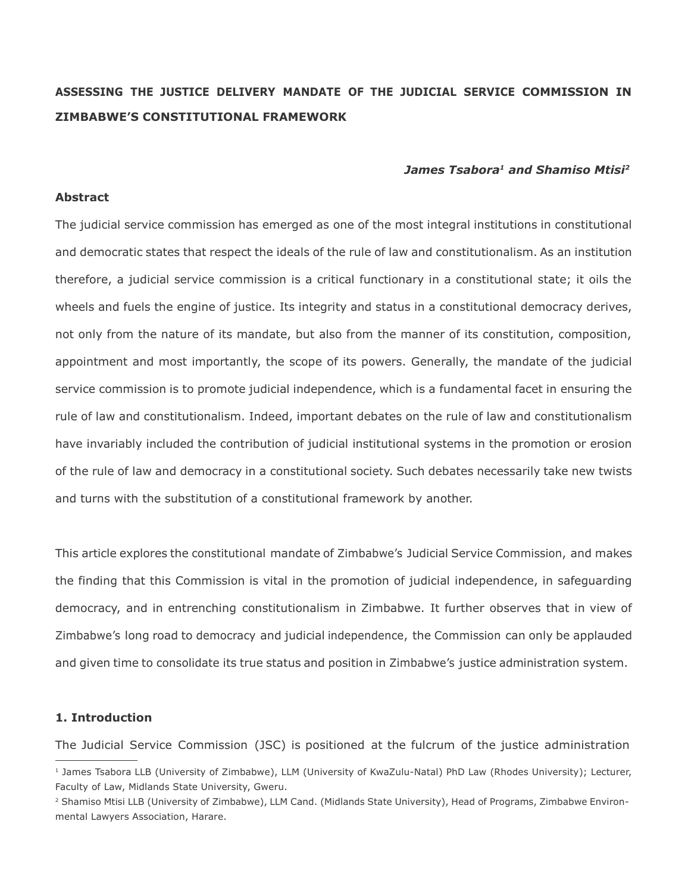# ASSESSING THE JUSTICE DELIVERY MANDATE OF THE JUDICIAL SERVICE COMMISSION IN ZIMBABWE'S CONSTITUTIONAL FRAMEWORK

***James Tsabora[1] and Shamiso Mtisi[2]***

## Abstract

The judicial service commission has emerged as one of the most integral institutions in constitutional and democratic states that respect the ideals of the rule of law and constitutionalism. As an institution therefore, a judicial service commission is a critical functionary in a constitutional state; it oils the wheels and fuels the engine of justice. Its integrity and status in a constitutional democracy derives, not only from the nature of its mandate, but also from the manner of its constitution, composition, appointment and most importantly, the scope of its powers. Generally, the mandate of the judicial service commission is to promote judicial independence, which is a fundamental facet in ensuring the rule of law and constitutionalism. Indeed, important debates on the rule of law and constitutionalism have invariably included the contribution of judicial institutional systems in the promotion or erosion of the rule of law and democracy in a constitutional society. Such debates necessarily take new twists and turns with the substitution of a constitutional framework by another.

This article explores the constitutional mandate of Zimbabwe's Judicial Service Commission, and makes the finding that this Commission is vital in the promotion of judicial independence, in safeguarding democracy, and in entrenching constitutionalism in Zimbabwe. It further observes that in view of Zimbabwe's long road to democracy and judicial independence, the Commission can only be applauded and given time to consolidate its true status and position in Zimbabwe's justice administration system.

## 1. Introduction

The Judicial Service Commission (JSC) is positioned at the fulcrum of the justice administration

---

[1] James Tsabora LLB (University of Zimbabwe), LLM (University of KwaZulu-Natal) PhD Law (Rhodes University); Lecturer, Faculty of Law, Midlands State University, Gweru.

[2] Shamiso Mtisi LLB (University of Zimbabwe), LLM Cand. (Midlands State University), Head of Programs, Zimbabwe Environmental Lawyers Association, Harare.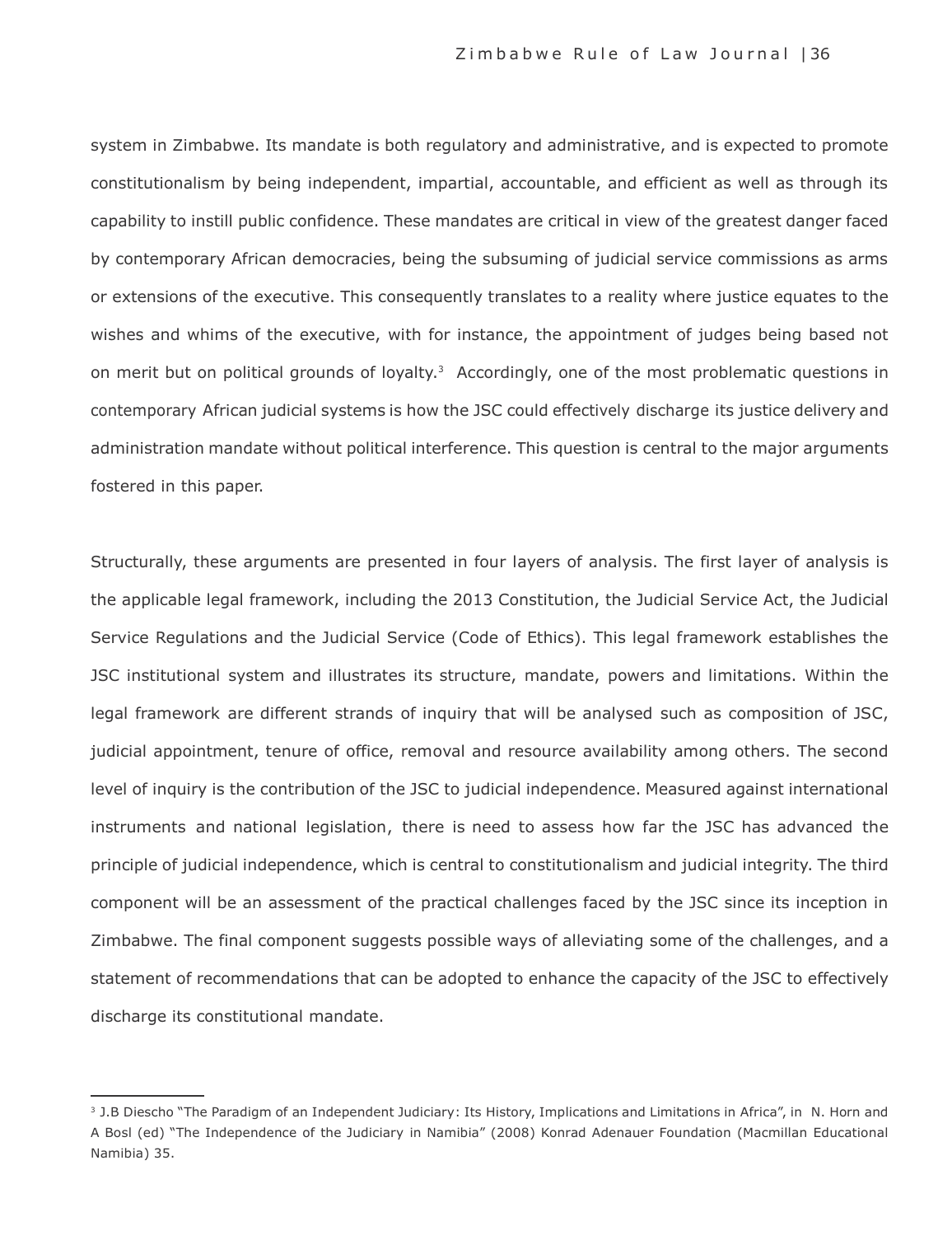system in Zimbabwe. Its mandate is both regulatory and administrative, and is expected to promote constitutionalism by being independent, impartial, accountable, and efficient as well as through its capability to instill public confidence. These mandates are critical in view of the greatest danger faced by contemporary African democracies, being the subsuming of judicial service commissions as arms or extensions of the executive. This consequently translates to a reality where justice equates to the wishes and whims of the executive, with for instance, the appointment of judges being based not on merit but on political grounds of loyalty.[3] Accordingly, one of the most problematic questions in contemporary African judicial systems is how the JSC could effectively discharge its justice delivery and administration mandate without political interference. This question is central to the major arguments fostered in this paper.

Structurally, these arguments are presented in four layers of analysis. The first layer of analysis is the applicable legal framework, including the 2013 Constitution, the Judicial Service Act, the Judicial Service Regulations and the Judicial Service (Code of Ethics). This legal framework establishes the JSC institutional system and illustrates its structure, mandate, powers and limitations. Within the legal framework are different strands of inquiry that will be analysed such as composition of JSC, judicial appointment, tenure of office, removal and resource availability among others. The second level of inquiry is the contribution of the JSC to judicial independence. Measured against international instruments and national legislation, there is need to assess how far the JSC has advanced the principle of judicial independence, which is central to constitutionalism and judicial integrity. The third component will be an assessment of the practical challenges faced by the JSC since its inception in Zimbabwe. The final component suggests possible ways of alleviating some of the challenges, and a statement of recommendations that can be adopted to enhance the capacity of the JSC to effectively discharge its constitutional mandate.

---

[3] J.B Diescho "The Paradigm of an Independent Judiciary: Its History, Implications and Limitations in Africa", in N. Horn and A Bosl (ed) "The Independence of the Judiciary in Namibia" (2008) Konrad Adenauer Foundation (Macmillan Educational Namibia) 35.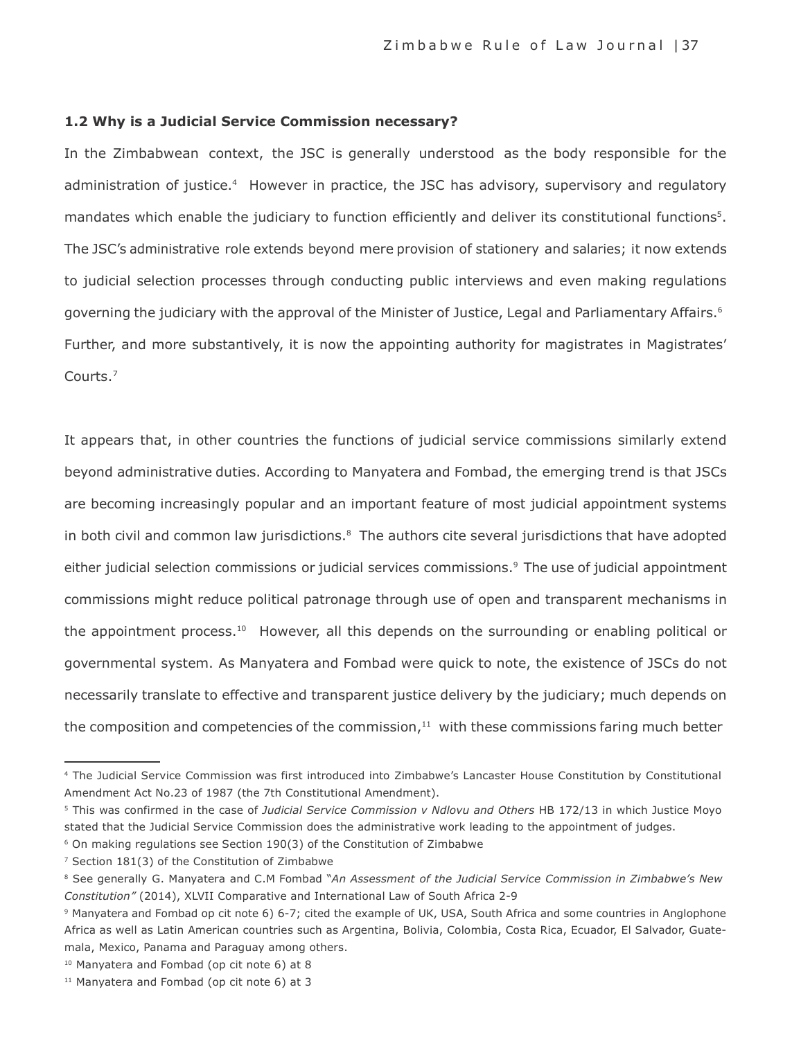### 1.2 Why is a Judicial Service Commission necessary?

In the Zimbabwean context, the JSC is generally understood as the body responsible for the administration of justice.[4] However in practice, the JSC has advisory, supervisory and regulatory mandates which enable the judiciary to function efficiently and deliver its constitutional functions[5]. The JSC's administrative role extends beyond mere provision of stationery and salaries; it now extends to judicial selection processes through conducting public interviews and even making regulations governing the judiciary with the approval of the Minister of Justice, Legal and Parliamentary Affairs.[6] Further, and more substantively, it is now the appointing authority for magistrates in Magistrates' Courts.[7]

It appears that, in other countries the functions of judicial service commissions similarly extend beyond administrative duties. According to Manyatera and Fombad, the emerging trend is that JSCs are becoming increasingly popular and an important feature of most judicial appointment systems in both civil and common law jurisdictions.[8] The authors cite several jurisdictions that have adopted either judicial selection commissions or judicial services commissions.[9] The use of judicial appointment commissions might reduce political patronage through use of open and transparent mechanisms in the appointment process.[10] However, all this depends on the surrounding or enabling political or governmental system. As Manyatera and Fombad were quick to note, the existence of JSCs do not necessarily translate to effective and transparent justice delivery by the judiciary; much depends on the composition and competencies of the commission,[11] with these commissions faring much better

---

[4] The Judicial Service Commission was first introduced into Zimbabwe's Lancaster House Constitution by Constitutional Amendment Act No.23 of 1987 (the 7th Constitutional Amendment).

[5] This was confirmed in the case of *Judicial Service Commission v Ndlovu and Others* HB 172/13 in which Justice Moyo stated that the Judicial Service Commission does the administrative work leading to the appointment of judges.

[6] On making regulations see Section 190(3) of the Constitution of Zimbabwe

[7] Section 181(3) of the Constitution of Zimbabwe

[8] See generally G. Manyatera and C.M Fombad "*An Assessment of the Judicial Service Commission in Zimbabwe's New Constitution"* (2014), XLVII Comparative and International Law of South Africa 2-9

[9] Manyatera and Fombad op cit note 6) 6-7; cited the example of UK, USA, South Africa and some countries in Anglophone Africa as well as Latin American countries such as Argentina, Bolivia, Colombia, Costa Rica, Ecuador, El Salvador, Guatemala, Mexico, Panama and Paraguay among others.

[10] Manyatera and Fombad (op cit note 6) at 8

[11] Manyatera and Fombad (op cit note 6) at 3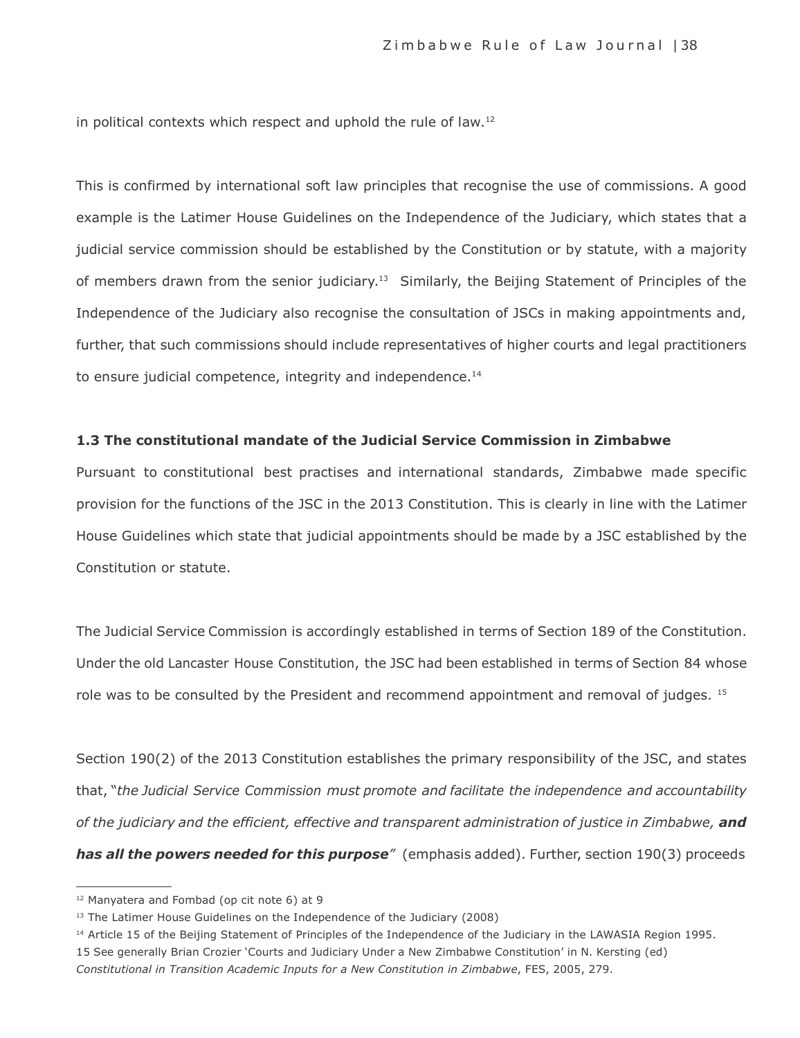in political contexts which respect and uphold the rule of law.[12]

This is confirmed by international soft law principles that recognise the use of commissions. A good example is the Latimer House Guidelines on the Independence of the Judiciary, which states that a judicial service commission should be established by the Constitution or by statute, with a majority of members drawn from the senior judiciary.[13] Similarly, the Beijing Statement of Principles of the Independence of the Judiciary also recognise the consultation of JSCs in making appointments and, further, that such commissions should include representatives of higher courts and legal practitioners to ensure judicial competence, integrity and independence.[14]

### 1.3 The constitutional mandate of the Judicial Service Commission in Zimbabwe

Pursuant to constitutional best practises and international standards, Zimbabwe made specific provision for the functions of the JSC in the 2013 Constitution. This is clearly in line with the Latimer House Guidelines which state that judicial appointments should be made by a JSC established by the Constitution or statute.

The Judicial Service Commission is accordingly established in terms of Section 189 of the Constitution. Under the old Lancaster House Constitution, the JSC had been established in terms of Section 84 whose role was to be consulted by the President and recommend appointment and removal of judges. [15]

Section 190(2) of the 2013 Constitution establishes the primary responsibility of the JSC, and states that, "*the Judicial Service Commission must promote and facilitate the independence and accountability of the judiciary and the efficient, effective and transparent administration of justice in Zimbabwe,* ***and has all the powers needed for this purpose***" (emphasis added). Further, section 190(3) proceeds

---

[12] Manyatera and Fombad (op cit note 6) at 9

[13] The Latimer House Guidelines on the Independence of the Judiciary (2008)

[14] Article 15 of the Beijing Statement of Principles of the Independence of the Judiciary in the LAWASIA Region 1995.

15 See generally Brian Crozier 'Courts and Judiciary Under a New Zimbabwe Constitution' in N. Kersting (ed) *Constitutional in Transition Academic Inputs for a New Constitution in Zimbabwe*, FES, 2005, 279.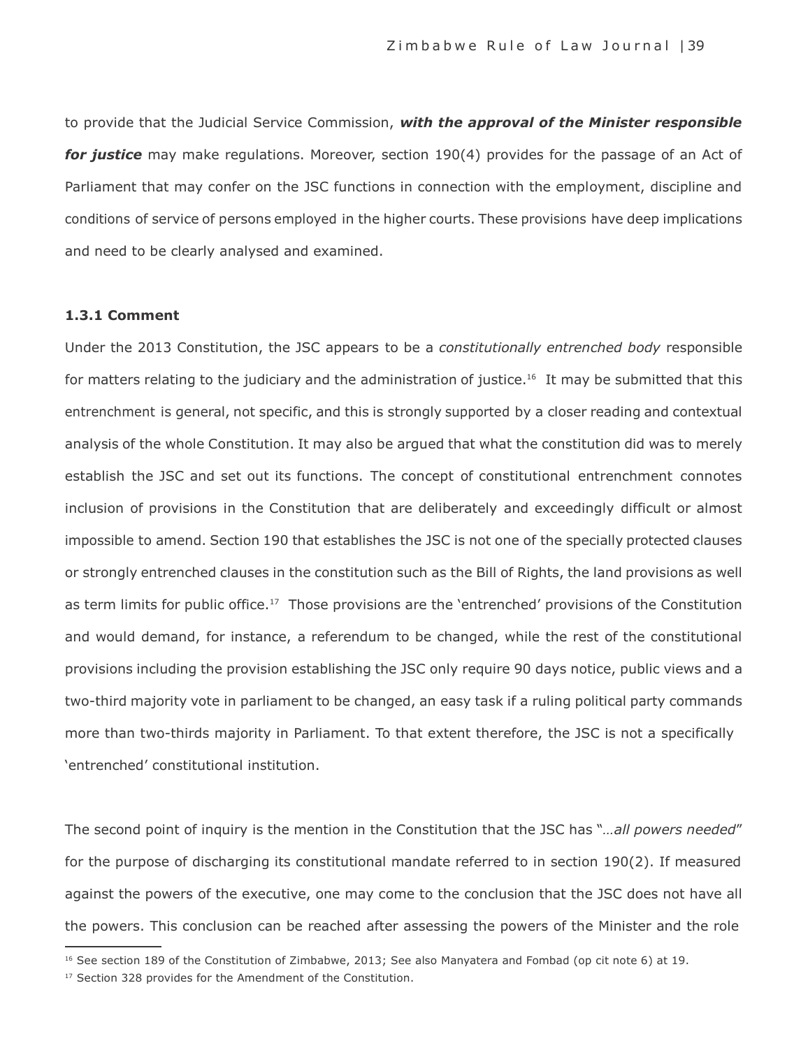to provide that the Judicial Service Commission, ***with the approval of the Minister responsible for justice*** may make regulations. Moreover, section 190(4) provides for the passage of an Act of Parliament that may confer on the JSC functions in connection with the employment, discipline and conditions of service of persons employed in the higher courts. These provisions have deep implications and need to be clearly analysed and examined.

### 1.3.1 Comment

Under the 2013 Constitution, the JSC appears to be a *constitutionally entrenched body* responsible for matters relating to the judiciary and the administration of justice.[16] It may be submitted that this entrenchment is general, not specific, and this is strongly supported by a closer reading and contextual analysis of the whole Constitution. It may also be argued that what the constitution did was to merely establish the JSC and set out its functions. The concept of constitutional entrenchment connotes inclusion of provisions in the Constitution that are deliberately and exceedingly difficult or almost impossible to amend. Section 190 that establishes the JSC is not one of the specially protected clauses or strongly entrenched clauses in the constitution such as the Bill of Rights, the land provisions as well as term limits for public office.[17] Those provisions are the 'entrenched' provisions of the Constitution and would demand, for instance, a referendum to be changed, while the rest of the constitutional provisions including the provision establishing the JSC only require 90 days notice, public views and a two-third majority vote in parliament to be changed, an easy task if a ruling political party commands more than two-thirds majority in Parliament. To that extent therefore, the JSC is not a specifically 'entrenched' constitutional institution.

The second point of inquiry is the mention in the Constitution that the JSC has "*…all powers needed*" for the purpose of discharging its constitutional mandate referred to in section 190(2). If measured against the powers of the executive, one may come to the conclusion that the JSC does not have all the powers. This conclusion can be reached after assessing the powers of the Minister and the role

---

[16] See section 189 of the Constitution of Zimbabwe, 2013; See also Manyatera and Fombad (op cit note 6) at 19.

[17] Section 328 provides for the Amendment of the Constitution.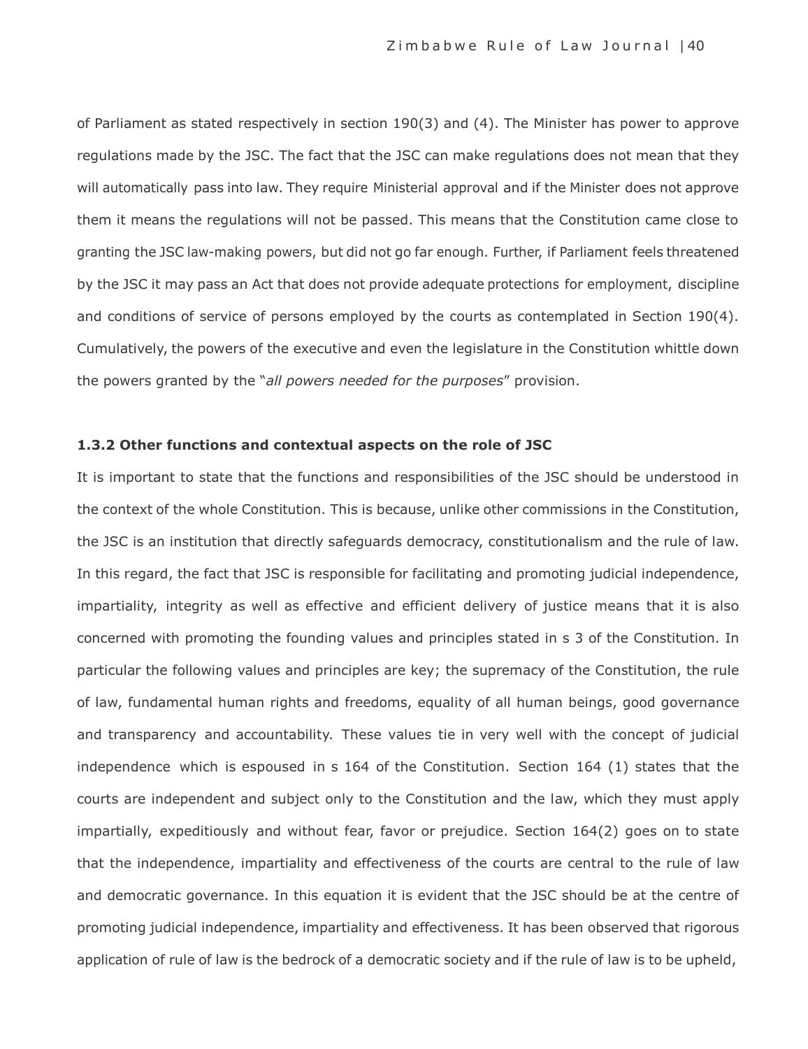of Parliament as stated respectively in section 190(3) and (4). The Minister has power to approve regulations made by the JSC. The fact that the JSC can make regulations does not mean that they will automatically pass into law. They require Ministerial approval and if the Minister does not approve them it means the regulations will not be passed. This means that the Constitution came close to granting the JSC law-making powers, but did not go far enough. Further, if Parliament feels threatened by the JSC it may pass an Act that does not provide adequate protections for employment, discipline and conditions of service of persons employed by the courts as contemplated in Section 190(4). Cumulatively, the powers of the executive and even the legislature in the Constitution whittle down the powers granted by the "*all powers needed for the purposes*" provision.

### 1.3.2 Other functions and contextual aspects on the role of JSC

It is important to state that the functions and responsibilities of the JSC should be understood in the context of the whole Constitution. This is because, unlike other commissions in the Constitution, the JSC is an institution that directly safeguards democracy, constitutionalism and the rule of law. In this regard, the fact that JSC is responsible for facilitating and promoting judicial independence, impartiality, integrity as well as effective and efficient delivery of justice means that it is also concerned with promoting the founding values and principles stated in s 3 of the Constitution. In particular the following values and principles are key; the supremacy of the Constitution, the rule of law, fundamental human rights and freedoms, equality of all human beings, good governance and transparency and accountability. These values tie in very well with the concept of judicial independence which is espoused in s 164 of the Constitution. Section 164 (1) states that the courts are independent and subject only to the Constitution and the law, which they must apply impartially, expeditiously and without fear, favor or prejudice. Section 164(2) goes on to state that the independence, impartiality and effectiveness of the courts are central to the rule of law and democratic governance. In this equation it is evident that the JSC should be at the centre of promoting judicial independence, impartiality and effectiveness. It has been observed that rigorous application of rule of law is the bedrock of a democratic society and if the rule of law is to be upheld,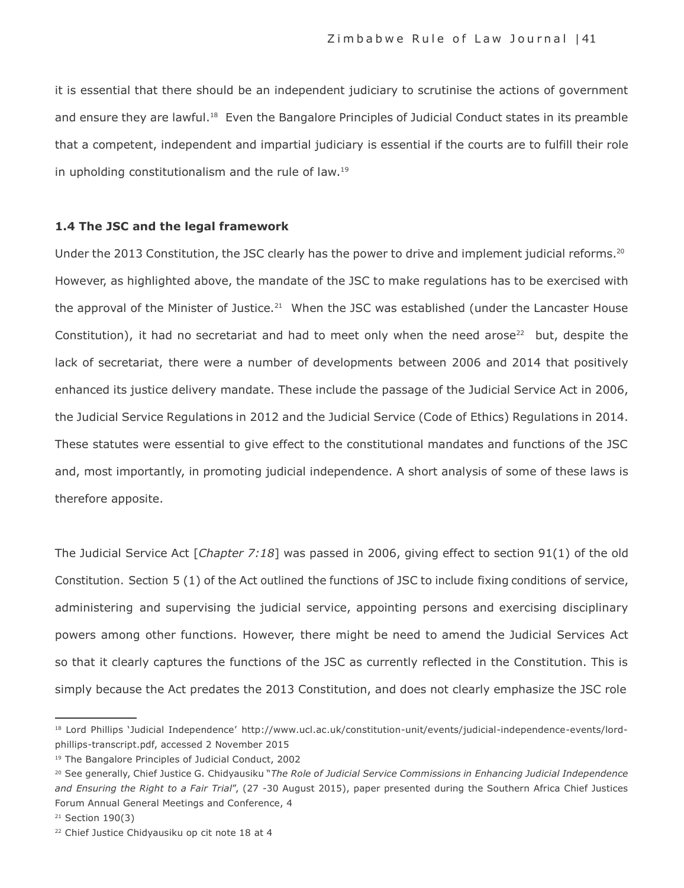it is essential that there should be an independent judiciary to scrutinise the actions of government and ensure they are lawful.[18] Even the Bangalore Principles of Judicial Conduct states in its preamble that a competent, independent and impartial judiciary is essential if the courts are to fulfill their role in upholding constitutionalism and the rule of law.[19]

### 1.4 The JSC and the legal framework

Under the 2013 Constitution, the JSC clearly has the power to drive and implement judicial reforms.[20] However, as highlighted above, the mandate of the JSC to make regulations has to be exercised with the approval of the Minister of Justice.[21] When the JSC was established (under the Lancaster House Constitution), it had no secretariat and had to meet only when the need arose[22] but, despite the lack of secretariat, there were a number of developments between 2006 and 2014 that positively enhanced its justice delivery mandate. These include the passage of the Judicial Service Act in 2006, the Judicial Service Regulations in 2012 and the Judicial Service (Code of Ethics) Regulations in 2014. These statutes were essential to give effect to the constitutional mandates and functions of the JSC and, most importantly, in promoting judicial independence. A short analysis of some of these laws is therefore apposite.

The Judicial Service Act [*Chapter 7:18*] was passed in 2006, giving effect to section 91(1) of the old Constitution. Section 5 (1) of the Act outlined the functions of JSC to include fixing conditions of service, administering and supervising the judicial service, appointing persons and exercising disciplinary powers among other functions. However, there might be need to amend the Judicial Services Act so that it clearly captures the functions of the JSC as currently reflected in the Constitution. This is simply because the Act predates the 2013 Constitution, and does not clearly emphasize the JSC role

---

[18] Lord Phillips 'Judicial Independence' http://www.ucl.ac.uk/constitution-unit/events/judicial-independence-events/lord-phillips-transcript.pdf, accessed 2 November 2015

[19] The Bangalore Principles of Judicial Conduct, 2002

[20] See generally, Chief Justice G. Chidyausiku "*The Role of Judicial Service Commissions in Enhancing Judicial Independence and Ensuring the Right to a Fair Trial*", (27 -30 August 2015), paper presented during the Southern Africa Chief Justices Forum Annual General Meetings and Conference, 4

[21] Section 190(3)

[22] Chief Justice Chidyausiku op cit note 18 at 4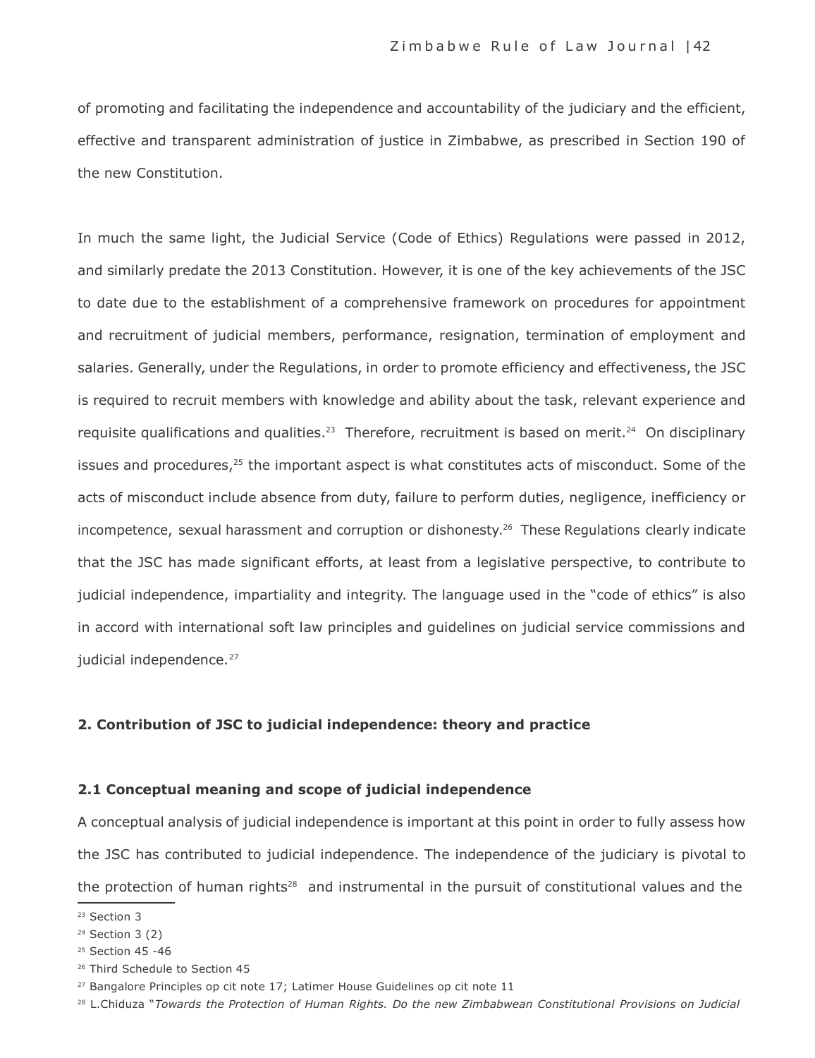of promoting and facilitating the independence and accountability of the judiciary and the efficient, effective and transparent administration of justice in Zimbabwe, as prescribed in Section 190 of the new Constitution.

In much the same light, the Judicial Service (Code of Ethics) Regulations were passed in 2012, and similarly predate the 2013 Constitution. However, it is one of the key achievements of the JSC to date due to the establishment of a comprehensive framework on procedures for appointment and recruitment of judicial members, performance, resignation, termination of employment and salaries. Generally, under the Regulations, in order to promote efficiency and effectiveness, the JSC is required to recruit members with knowledge and ability about the task, relevant experience and requisite qualifications and qualities.[23] Therefore, recruitment is based on merit.[24] On disciplinary issues and procedures,[25] the important aspect is what constitutes acts of misconduct. Some of the acts of misconduct include absence from duty, failure to perform duties, negligence, inefficiency or incompetence, sexual harassment and corruption or dishonesty.[26] These Regulations clearly indicate that the JSC has made significant efforts, at least from a legislative perspective, to contribute to judicial independence, impartiality and integrity. The language used in the "code of ethics" is also in accord with international soft law principles and guidelines on judicial service commissions and judicial independence.[27]

## 2. Contribution of JSC to judicial independence: theory and practice

### 2.1 Conceptual meaning and scope of judicial independence

A conceptual analysis of judicial independence is important at this point in order to fully assess how the JSC has contributed to judicial independence. The independence of the judiciary is pivotal to the protection of human rights[28] and instrumental in the pursuit of constitutional values and the

---

[23] Section 3

[24] Section 3 (2)

[25] Section 45 -46

[26] Third Schedule to Section 45

[27] Bangalore Principles op cit note 17; Latimer House Guidelines op cit note 11

[28] L.Chiduza "*Towards the Protection of Human Rights. Do the new Zimbabwean Constitutional Provisions on Judicial*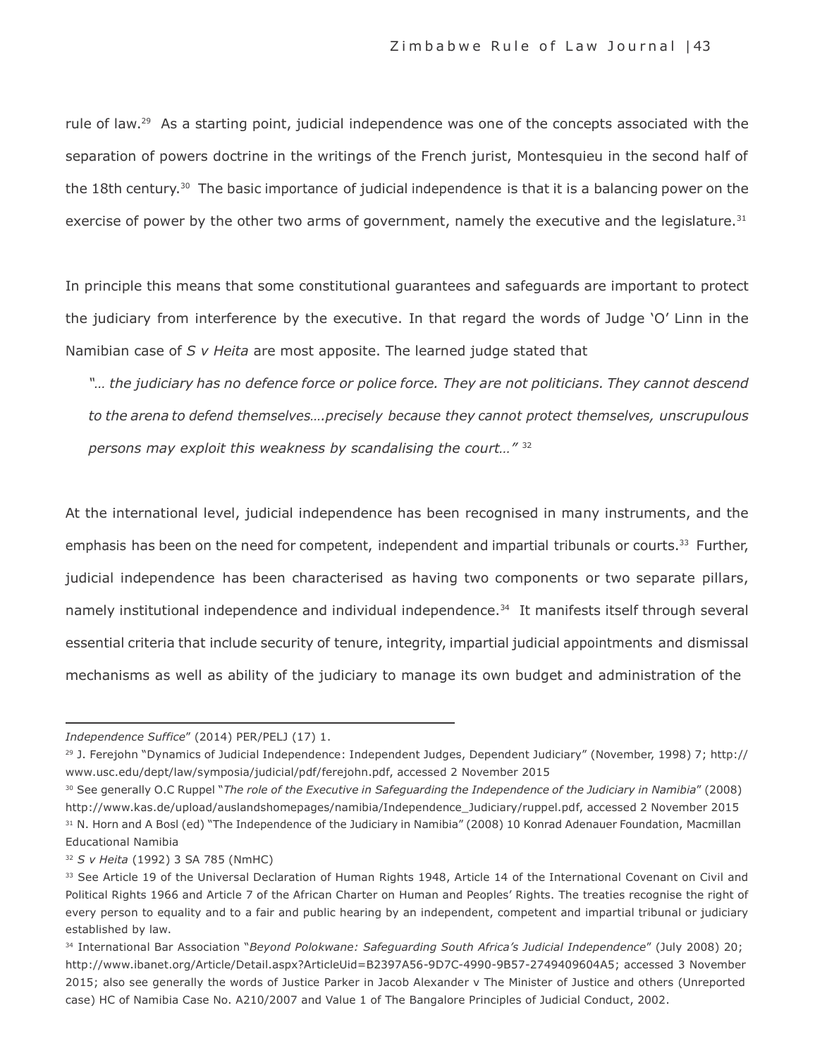rule of law.[29] As a starting point, judicial independence was one of the concepts associated with the separation of powers doctrine in the writings of the French jurist, Montesquieu in the second half of the 18th century.[30] The basic importance of judicial independence is that it is a balancing power on the exercise of power by the other two arms of government, namely the executive and the legislature.[31]

In principle this means that some constitutional guarantees and safeguards are important to protect the judiciary from interference by the executive. In that regard the words of Judge 'O' Linn in the Namibian case of *S v Heita* are most apposite. The learned judge stated that

> *"… the judiciary has no defence force or police force. They are not politicians. They cannot descend to the arena to defend themselves….precisely because they cannot protect themselves, unscrupulous persons may exploit this weakness by scandalising the court…"* [32]

At the international level, judicial independence has been recognised in many instruments, and the emphasis has been on the need for competent, independent and impartial tribunals or courts.[33] Further, judicial independence has been characterised as having two components or two separate pillars, namely institutional independence and individual independence.[34] It manifests itself through several essential criteria that include security of tenure, integrity, impartial judicial appointments and dismissal mechanisms as well as ability of the judiciary to manage its own budget and administration of the

---

*Independence Suffice*" (2014) PER/PELJ (17) 1.

[29] J. Ferejohn "Dynamics of Judicial Independence: Independent Judges, Dependent Judiciary" (November, 1998) 7; http://www.usc.edu/dept/law/symposia/judicial/pdf/ferejohn.pdf, accessed 2 November 2015

[30] See generally O.C Ruppel "*The role of the Executive in Safeguarding the Independence of the Judiciary in Namibia*" (2008) http://www.kas.de/upload/auslandshomepages/namibia/Independence_Judiciary/ruppel.pdf, accessed 2 November 2015

[31] N. Horn and A Bosl (ed) "The Independence of the Judiciary in Namibia" (2008) 10 Konrad Adenauer Foundation, Macmillan Educational Namibia

[32] *S v Heita* (1992) 3 SA 785 (NmHC)

[33] See Article 19 of the Universal Declaration of Human Rights 1948, Article 14 of the International Covenant on Civil and Political Rights 1966 and Article 7 of the African Charter on Human and Peoples' Rights. The treaties recognise the right of every person to equality and to a fair and public hearing by an independent, competent and impartial tribunal or judiciary established by law.

[34] International Bar Association "*Beyond Polokwane: Safeguarding South Africa's Judicial Independence*" (July 2008) 20; http://www.ibanet.org/Article/Detail.aspx?ArticleUid=B2397A56-9D7C-4990-9B57-2749409604A5; accessed 3 November 2015; also see generally the words of Justice Parker in Jacob Alexander v The Minister of Justice and others (Unreported case) HC of Namibia Case No. A210/2007 and Value 1 of The Bangalore Principles of Judicial Conduct, 2002.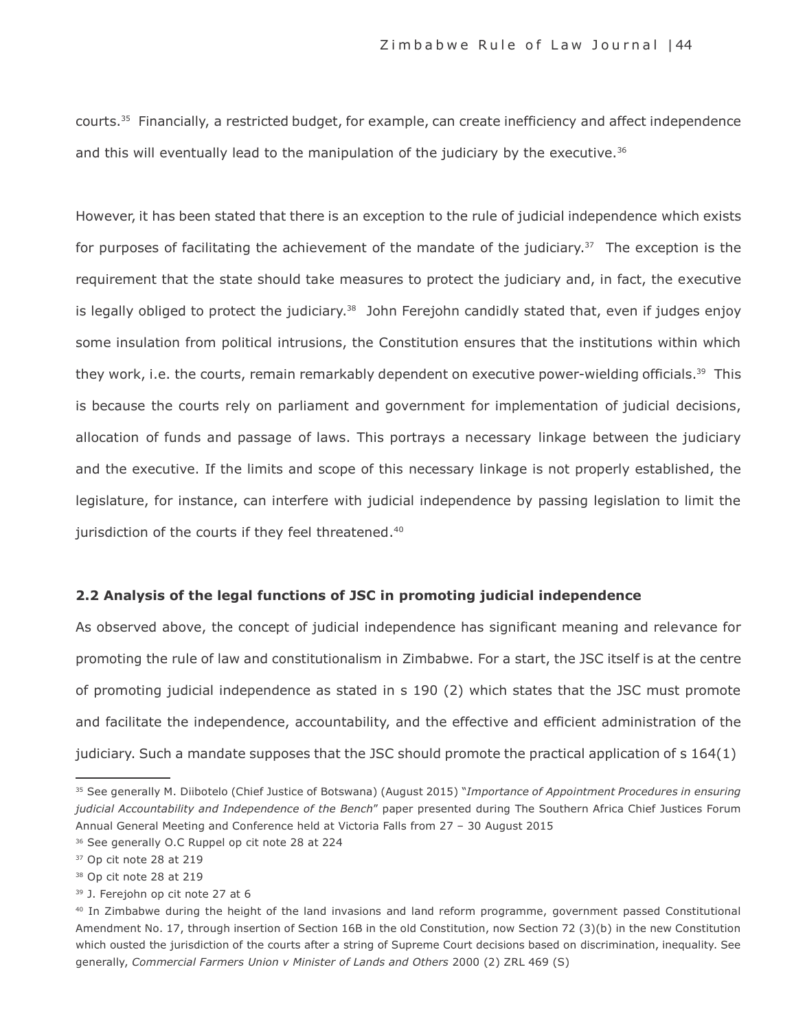courts.[35] Financially, a restricted budget, for example, can create inefficiency and affect independence and this will eventually lead to the manipulation of the judiciary by the executive.[36]

However, it has been stated that there is an exception to the rule of judicial independence which exists for purposes of facilitating the achievement of the mandate of the judiciary.[37] The exception is the requirement that the state should take measures to protect the judiciary and, in fact, the executive is legally obliged to protect the judiciary.[38] John Ferejohn candidly stated that, even if judges enjoy some insulation from political intrusions, the Constitution ensures that the institutions within which they work, i.e. the courts, remain remarkably dependent on executive power-wielding officials.[39] This is because the courts rely on parliament and government for implementation of judicial decisions, allocation of funds and passage of laws. This portrays a necessary linkage between the judiciary and the executive. If the limits and scope of this necessary linkage is not properly established, the legislature, for instance, can interfere with judicial independence by passing legislation to limit the jurisdiction of the courts if they feel threatened.[40]

### 2.2 Analysis of the legal functions of JSC in promoting judicial independence

As observed above, the concept of judicial independence has significant meaning and relevance for promoting the rule of law and constitutionalism in Zimbabwe. For a start, the JSC itself is at the centre of promoting judicial independence as stated in s 190 (2) which states that the JSC must promote and facilitate the independence, accountability, and the effective and efficient administration of the judiciary. Such a mandate supposes that the JSC should promote the practical application of s 164(1)

---

[35] See generally M. Diibotelo (Chief Justice of Botswana) (August 2015) "*Importance of Appointment Procedures in ensuring judicial Accountability and Independence of the Bench*" paper presented during The Southern Africa Chief Justices Forum Annual General Meeting and Conference held at Victoria Falls from 27 – 30 August 2015

[36] See generally O.C Ruppel op cit note 28 at 224

[37] Op cit note 28 at 219

[38] Op cit note 28 at 219

[39] J. Ferejohn op cit note 27 at 6

[40] In Zimbabwe during the height of the land invasions and land reform programme, government passed Constitutional Amendment No. 17, through insertion of Section 16B in the old Constitution, now Section 72 (3)(b) in the new Constitution which ousted the jurisdiction of the courts after a string of Supreme Court decisions based on discrimination, inequality. See generally, *Commercial Farmers Union v Minister of Lands and Others* 2000 (2) ZRL 469 (S)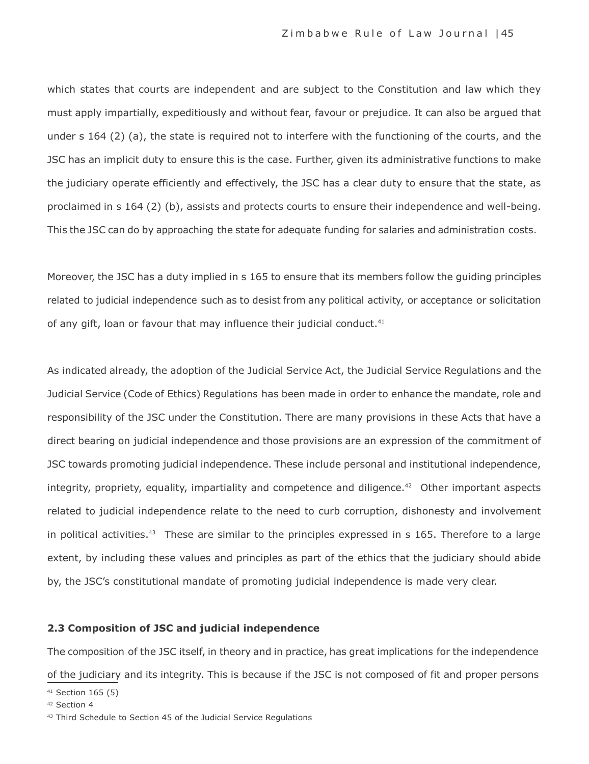which states that courts are independent and are subject to the Constitution and law which they must apply impartially, expeditiously and without fear, favour or prejudice. It can also be argued that under s 164 (2) (a), the state is required not to interfere with the functioning of the courts, and the JSC has an implicit duty to ensure this is the case. Further, given its administrative functions to make the judiciary operate efficiently and effectively, the JSC has a clear duty to ensure that the state, as proclaimed in s 164 (2) (b), assists and protects courts to ensure their independence and well-being. This the JSC can do by approaching the state for adequate funding for salaries and administration costs.

Moreover, the JSC has a duty implied in s 165 to ensure that its members follow the guiding principles related to judicial independence such as to desist from any political activity, or acceptance or solicitation of any gift, loan or favour that may influence their judicial conduct.[41]

As indicated already, the adoption of the Judicial Service Act, the Judicial Service Regulations and the Judicial Service (Code of Ethics) Regulations has been made in order to enhance the mandate, role and responsibility of the JSC under the Constitution. There are many provisions in these Acts that have a direct bearing on judicial independence and those provisions are an expression of the commitment of JSC towards promoting judicial independence. These include personal and institutional independence, integrity, propriety, equality, impartiality and competence and diligence.[42] Other important aspects related to judicial independence relate to the need to curb corruption, dishonesty and involvement in political activities.[43] These are similar to the principles expressed in s 165. Therefore to a large extent, by including these values and principles as part of the ethics that the judiciary should abide by, the JSC's constitutional mandate of promoting judicial independence is made very clear.

### 2.3 Composition of JSC and judicial independence

The composition of the JSC itself, in theory and in practice, has great implications for the independence of the judiciary and its integrity. This is because if the JSC is not composed of fit and proper persons

[41] Section 165 (5)

[42] Section 4

[43] Third Schedule to Section 45 of the Judicial Service Regulations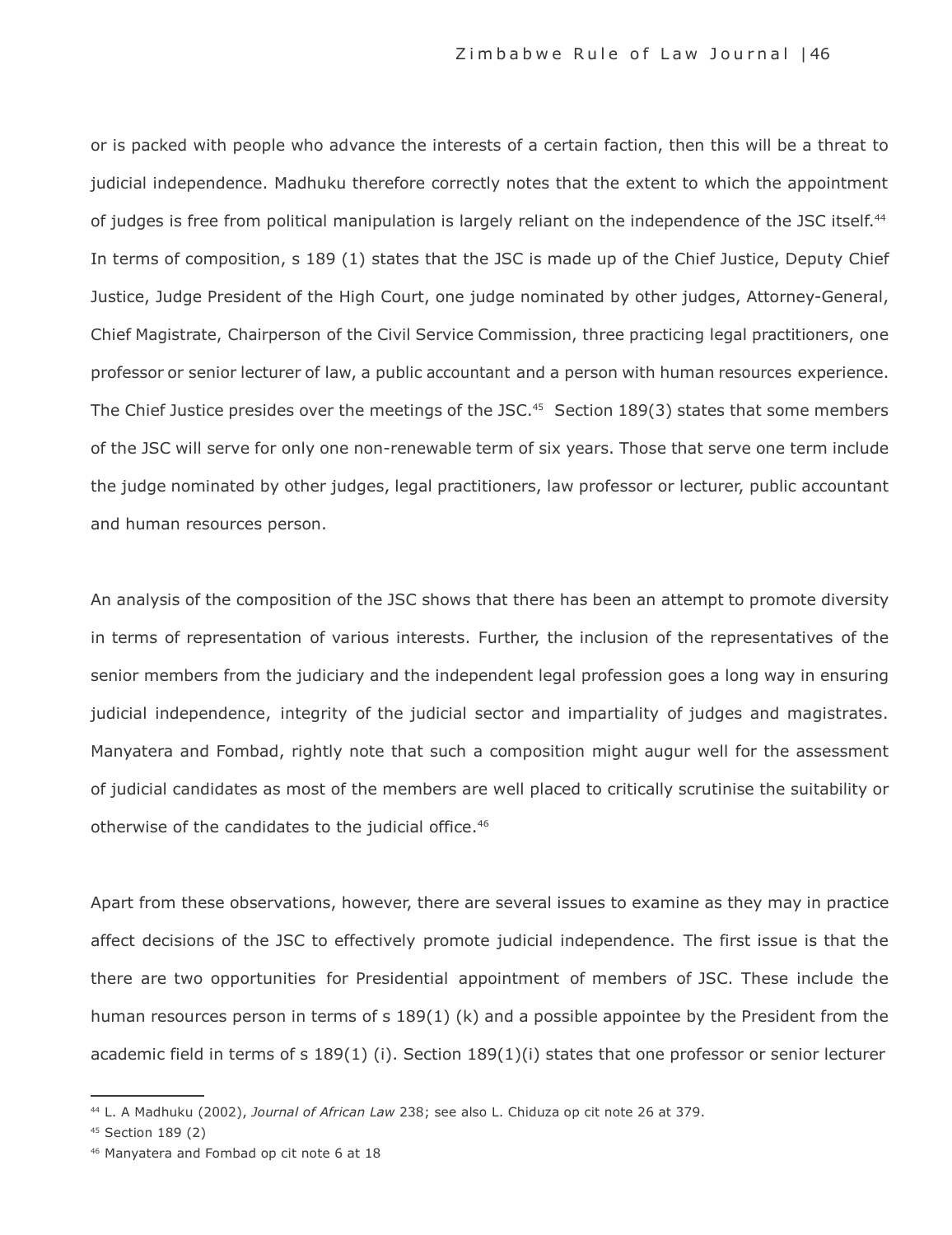or is packed with people who advance the interests of a certain faction, then this will be a threat to judicial independence. Madhuku therefore correctly notes that the extent to which the appointment of judges is free from political manipulation is largely reliant on the independence of the JSC itself.[44] In terms of composition, s 189 (1) states that the JSC is made up of the Chief Justice, Deputy Chief Justice, Judge President of the High Court, one judge nominated by other judges, Attorney-General, Chief Magistrate, Chairperson of the Civil Service Commission, three practicing legal practitioners, one professor or senior lecturer of law, a public accountant and a person with human resources experience. The Chief Justice presides over the meetings of the JSC.[45] Section 189(3) states that some members of the JSC will serve for only one non-renewable term of six years. Those that serve one term include the judge nominated by other judges, legal practitioners, law professor or lecturer, public accountant and human resources person.

An analysis of the composition of the JSC shows that there has been an attempt to promote diversity in terms of representation of various interests. Further, the inclusion of the representatives of the senior members from the judiciary and the independent legal profession goes a long way in ensuring judicial independence, integrity of the judicial sector and impartiality of judges and magistrates. Manyatera and Fombad, rightly note that such a composition might augur well for the assessment of judicial candidates as most of the members are well placed to critically scrutinise the suitability or otherwise of the candidates to the judicial office.[46]

Apart from these observations, however, there are several issues to examine as they may in practice affect decisions of the JSC to effectively promote judicial independence. The first issue is that the there are two opportunities for Presidential appointment of members of JSC. These include the human resources person in terms of s 189(1) (k) and a possible appointee by the President from the academic field in terms of s 189(1) (i). Section 189(1)(i) states that one professor or senior lecturer

---

[44] L. A Madhuku (2002), *Journal of African Law* 238; see also L. Chiduza op cit note 26 at 379.

[45] Section 189 (2)

[46] Manyatera and Fombad op cit note 6 at 18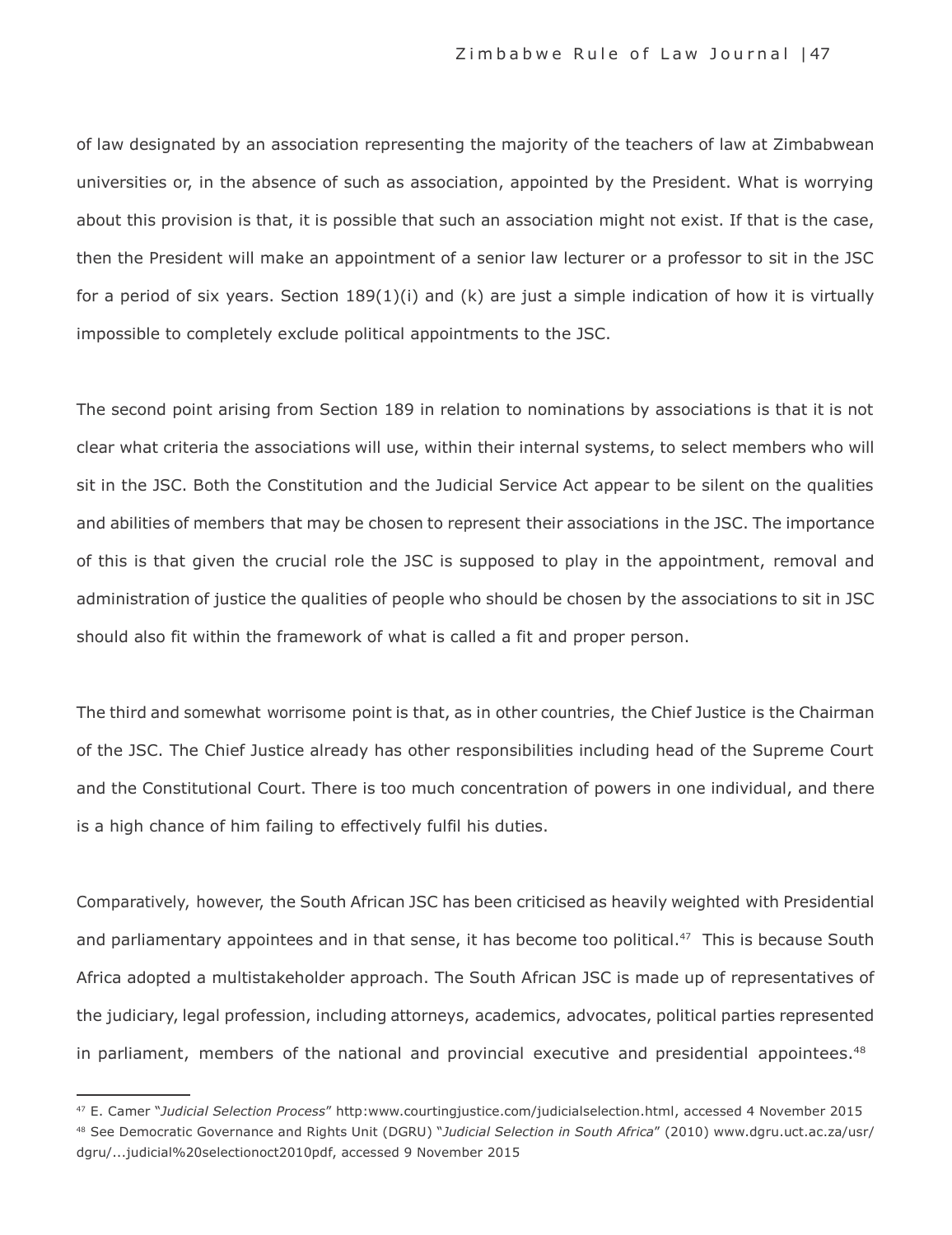of law designated by an association representing the majority of the teachers of law at Zimbabwean universities or, in the absence of such as association, appointed by the President. What is worrying about this provision is that, it is possible that such an association might not exist. If that is the case, then the President will make an appointment of a senior law lecturer or a professor to sit in the JSC for a period of six years. Section 189(1)(i) and (k) are just a simple indication of how it is virtually impossible to completely exclude political appointments to the JSC.

The second point arising from Section 189 in relation to nominations by associations is that it is not clear what criteria the associations will use, within their internal systems, to select members who will sit in the JSC. Both the Constitution and the Judicial Service Act appear to be silent on the qualities and abilities of members that may be chosen to represent their associations in the JSC. The importance of this is that given the crucial role the JSC is supposed to play in the appointment, removal and administration of justice the qualities of people who should be chosen by the associations to sit in JSC should also fit within the framework of what is called a fit and proper person.

The third and somewhat worrisome point is that, as in other countries, the Chief Justice is the Chairman of the JSC. The Chief Justice already has other responsibilities including head of the Supreme Court and the Constitutional Court. There is too much concentration of powers in one individual, and there is a high chance of him failing to effectively fulfil his duties.

Comparatively, however, the South African JSC has been criticised as heavily weighted with Presidential and parliamentary appointees and in that sense, it has become too political.[47] This is because South Africa adopted a multistakeholder approach. The South African JSC is made up of representatives of the judiciary, legal profession, including attorneys, academics, advocates, political parties represented in parliament, members of the national and provincial executive and presidential appointees.[48]

---

[47] E. Camer "*Judicial Selection Process*" http:www.courtingjustice.com/judicialselection.html, accessed 4 November 2015

[48] See Democratic Governance and Rights Unit (DGRU) "*Judicial Selection in South Africa*" (2010) www.dgru.uct.ac.za/usr/dgru/...judicial%20selectionoct2010pdf, accessed 9 November 2015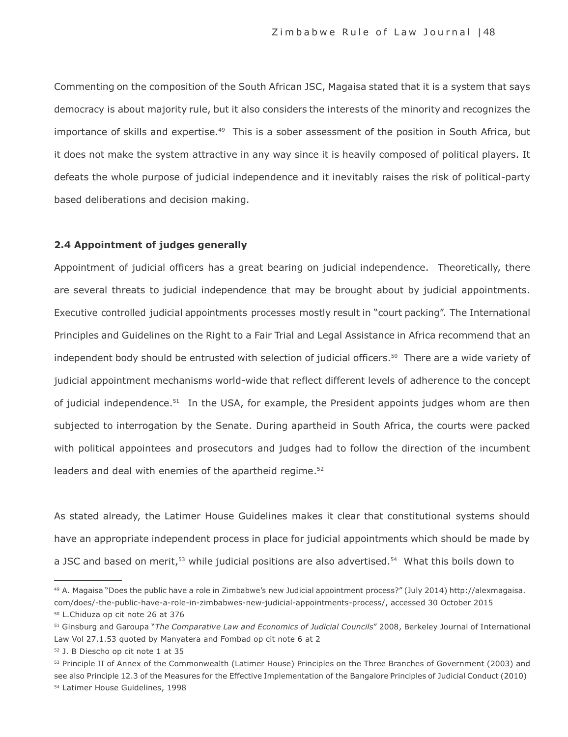Commenting on the composition of the South African JSC, Magaisa stated that it is a system that says democracy is about majority rule, but it also considers the interests of the minority and recognizes the importance of skills and expertise.[49] This is a sober assessment of the position in South Africa, but it does not make the system attractive in any way since it is heavily composed of political players. It defeats the whole purpose of judicial independence and it inevitably raises the risk of political-party based deliberations and decision making.

### 2.4 Appointment of judges generally

Appointment of judicial officers has a great bearing on judicial independence. Theoretically, there are several threats to judicial independence that may be brought about by judicial appointments. Executive controlled judicial appointments processes mostly result in "court packing". The International Principles and Guidelines on the Right to a Fair Trial and Legal Assistance in Africa recommend that an independent body should be entrusted with selection of judicial officers.[50] There are a wide variety of judicial appointment mechanisms world-wide that reflect different levels of adherence to the concept of judicial independence.[51] In the USA, for example, the President appoints judges whom are then subjected to interrogation by the Senate. During apartheid in South Africa, the courts were packed with political appointees and prosecutors and judges had to follow the direction of the incumbent leaders and deal with enemies of the apartheid regime.[52]

As stated already, the Latimer House Guidelines makes it clear that constitutional systems should have an appropriate independent process in place for judicial appointments which should be made by a JSC and based on merit,[53] while judicial positions are also advertised.[54] What this boils down to

---

[49] A. Magaisa "Does the public have a role in Zimbabwe's new Judicial appointment process?" (July 2014) http://alexmagaisa.com/does/-the-public-have-a-role-in-zimbabwes-new-judicial-appointments-process/, accessed 30 October 2015

[50] L.Chiduza op cit note 26 at 376

[51] Ginsburg and Garoupa "*The Comparative Law and Economics of Judicial Councils*" 2008, Berkeley Journal of International Law Vol 27.1.53 quoted by Manyatera and Fombad op cit note 6 at 2

[52] J. B Diescho op cit note 1 at 35

[53] Principle II of Annex of the Commonwealth (Latimer House) Principles on the Three Branches of Government (2003) and see also Principle 12.3 of the Measures for the Effective Implementation of the Bangalore Principles of Judicial Conduct (2010)

[54] Latimer House Guidelines, 1998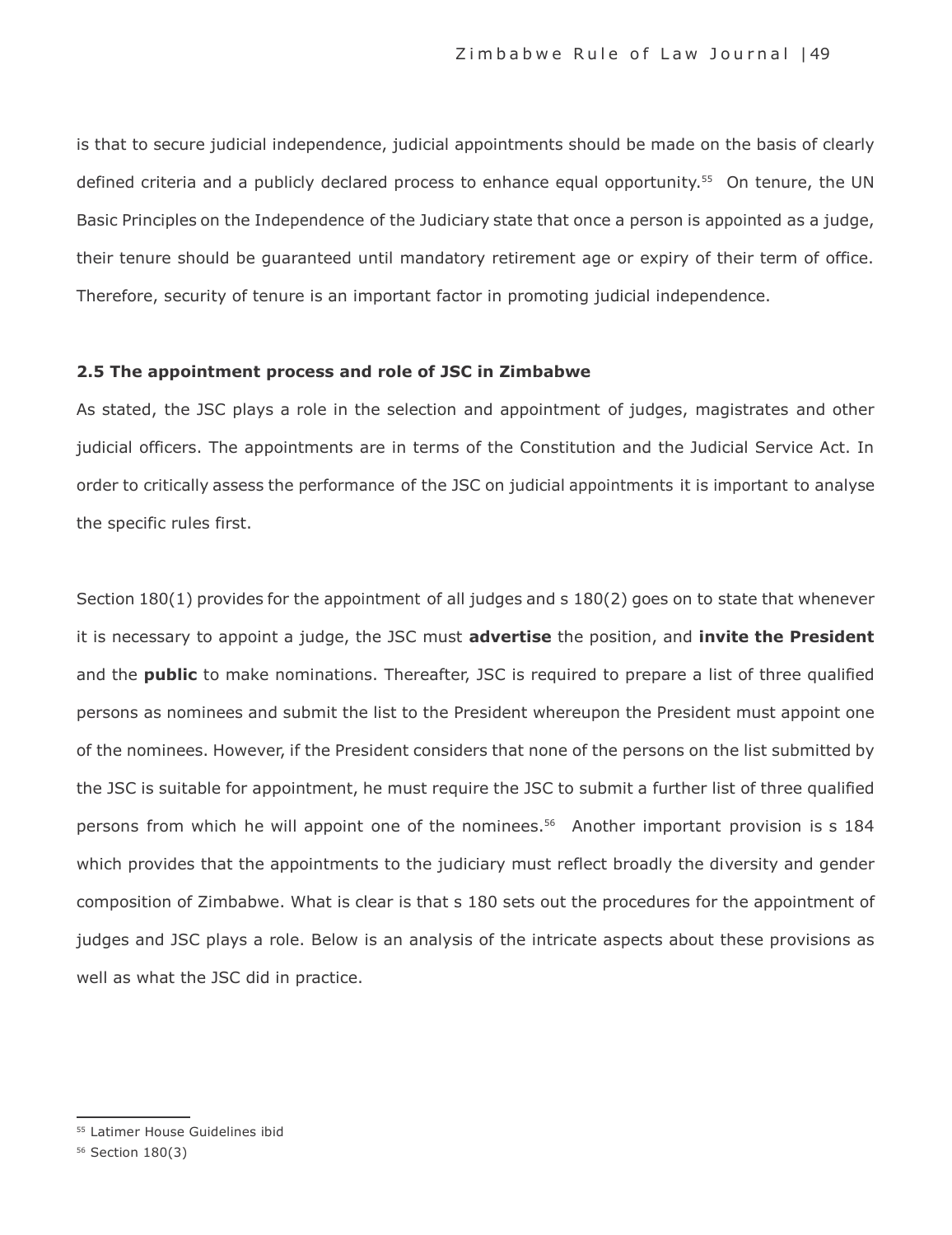is that to secure judicial independence, judicial appointments should be made on the basis of clearly defined criteria and a publicly declared process to enhance equal opportunity.[55] On tenure, the UN Basic Principles on the Independence of the Judiciary state that once a person is appointed as a judge, their tenure should be guaranteed until mandatory retirement age or expiry of their term of office. Therefore, security of tenure is an important factor in promoting judicial independence.

### 2.5 The appointment process and role of JSC in Zimbabwe

As stated, the JSC plays a role in the selection and appointment of judges, magistrates and other judicial officers. The appointments are in terms of the Constitution and the Judicial Service Act. In order to critically assess the performance of the JSC on judicial appointments it is important to analyse the specific rules first.

Section 180(1) provides for the appointment of all judges and s 180(2) goes on to state that whenever it is necessary to appoint a judge, the JSC must **advertise** the position, and **invite the President** and the **public** to make nominations. Thereafter, JSC is required to prepare a list of three qualified persons as nominees and submit the list to the President whereupon the President must appoint one of the nominees. However, if the President considers that none of the persons on the list submitted by the JSC is suitable for appointment, he must require the JSC to submit a further list of three qualified persons from which he will appoint one of the nominees.[56] Another important provision is s 184 which provides that the appointments to the judiciary must reflect broadly the diversity and gender composition of Zimbabwe. What is clear is that s 180 sets out the procedures for the appointment of judges and JSC plays a role. Below is an analysis of the intricate aspects about these provisions as well as what the JSC did in practice.

---

[55] Latimer House Guidelines ibid

[56] Section 180(3)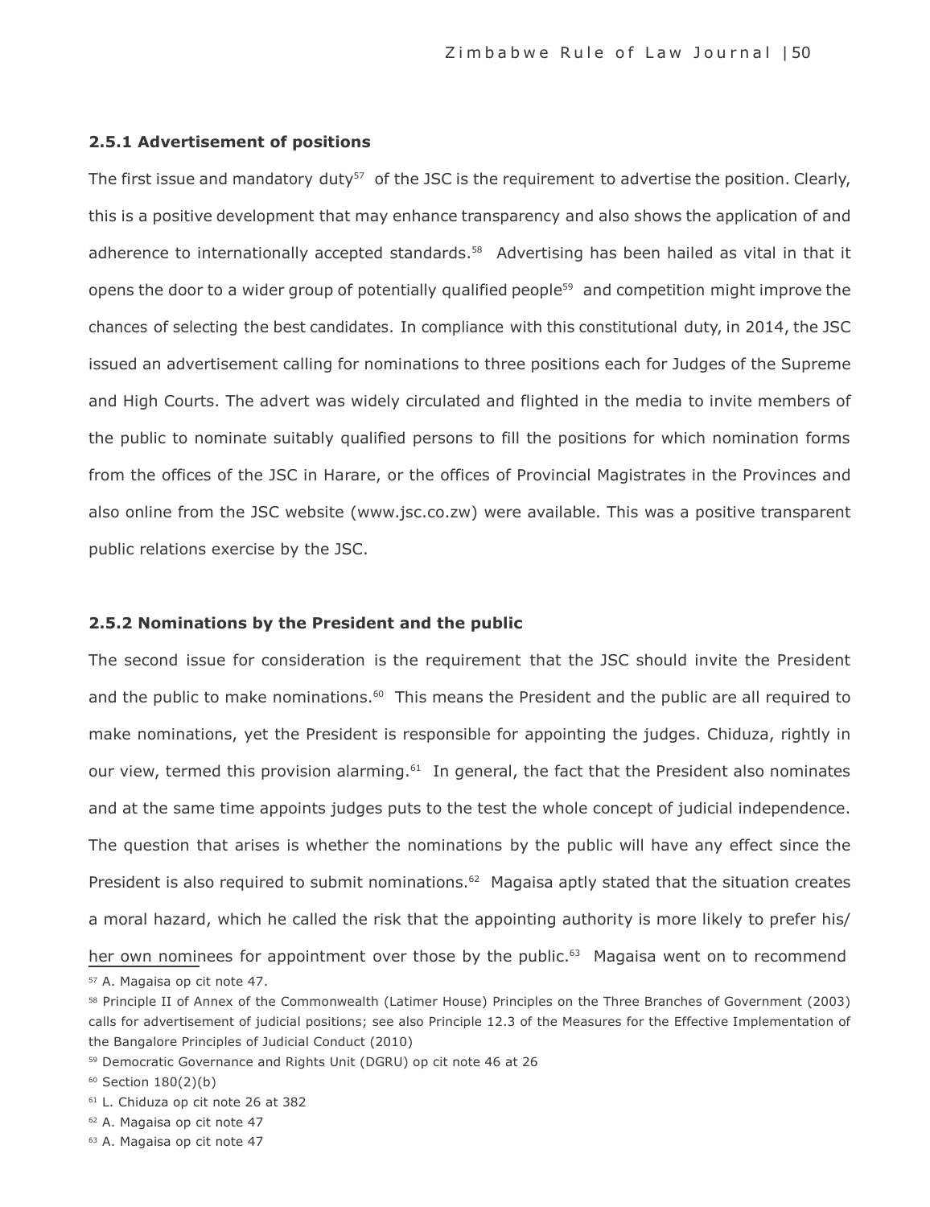### 2.5.1 Advertisement of positions

The first issue and mandatory duty[57] of the JSC is the requirement to advertise the position. Clearly, this is a positive development that may enhance transparency and also shows the application of and adherence to internationally accepted standards.[58] Advertising has been hailed as vital in that it opens the door to a wider group of potentially qualified people[59] and competition might improve the chances of selecting the best candidates. In compliance with this constitutional duty, in 2014, the JSC issued an advertisement calling for nominations to three positions each for Judges of the Supreme and High Courts. The advert was widely circulated and flighted in the media to invite members of the public to nominate suitably qualified persons to fill the positions for which nomination forms from the offices of the JSC in Harare, or the offices of Provincial Magistrates in the Provinces and also online from the JSC website (www.jsc.co.zw) were available. This was a positive transparent public relations exercise by the JSC.

### 2.5.2 Nominations by the President and the public

The second issue for consideration is the requirement that the JSC should invite the President and the public to make nominations.[60] This means the President and the public are all required to make nominations, yet the President is responsible for appointing the judges. Chiduza, rightly in our view, termed this provision alarming.[61] In general, the fact that the President also nominates and at the same time appoints judges puts to the test the whole concept of judicial independence. The question that arises is whether the nominations by the public will have any effect since the President is also required to submit nominations.[62] Magaisa aptly stated that the situation creates a moral hazard, which he called the risk that the appointing authority is more likely to prefer his/ her own nominees for appointment over those by the public.[63] Magaisa went on to recommend

---

[57] A. Magaisa op cit note 47.

[58] Principle II of Annex of the Commonwealth (Latimer House) Principles on the Three Branches of Government (2003) calls for advertisement of judicial positions; see also Principle 12.3 of the Measures for the Effective Implementation of the Bangalore Principles of Judicial Conduct (2010)

[59] Democratic Governance and Rights Unit (DGRU) op cit note 46 at 26

[60] Section 180(2)(b)

[61] L. Chiduza op cit note 26 at 382

[62] A. Magaisa op cit note 47

[63] A. Magaisa op cit note 47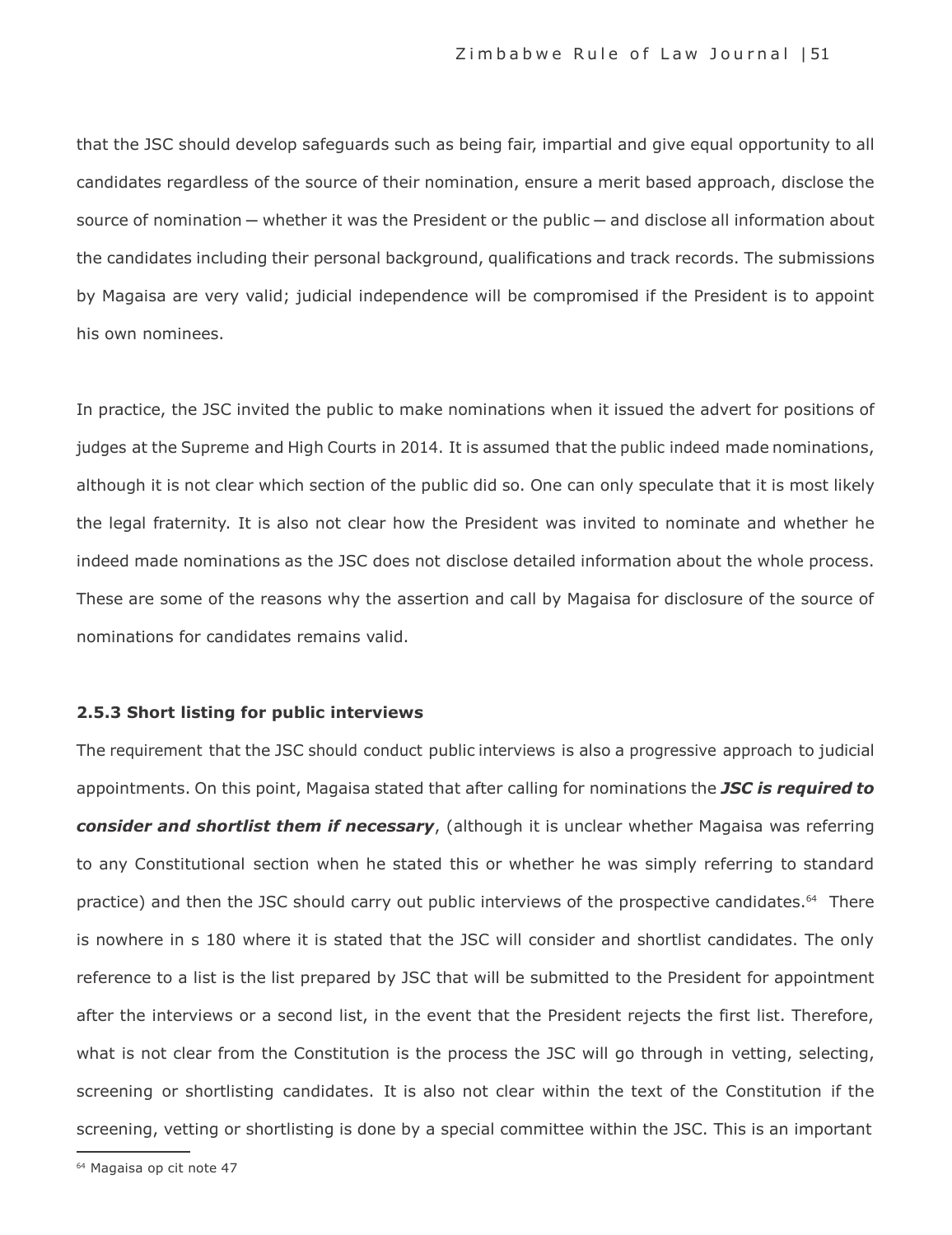that the JSC should develop safeguards such as being fair, impartial and give equal opportunity to all candidates regardless of the source of their nomination, ensure a merit based approach, disclose the source of nomination ─ whether it was the President or the public ─ and disclose all information about the candidates including their personal background, qualifications and track records. The submissions by Magaisa are very valid; judicial independence will be compromised if the President is to appoint his own nominees.

In practice, the JSC invited the public to make nominations when it issued the advert for positions of judges at the Supreme and High Courts in 2014. It is assumed that the public indeed made nominations, although it is not clear which section of the public did so. One can only speculate that it is most likely the legal fraternity. It is also not clear how the President was invited to nominate and whether he indeed made nominations as the JSC does not disclose detailed information about the whole process. These are some of the reasons why the assertion and call by Magaisa for disclosure of the source of nominations for candidates remains valid.

### 2.5.3 Short listing for public interviews

The requirement that the JSC should conduct public interviews is also a progressive approach to judicial appointments. On this point, Magaisa stated that after calling for nominations the ***JSC is required to consider and shortlist them if necessary***, (although it is unclear whether Magaisa was referring to any Constitutional section when he stated this or whether he was simply referring to standard practice) and then the JSC should carry out public interviews of the prospective candidates.[64] There is nowhere in s 180 where it is stated that the JSC will consider and shortlist candidates. The only reference to a list is the list prepared by JSC that will be submitted to the President for appointment after the interviews or a second list, in the event that the President rejects the first list. Therefore, what is not clear from the Constitution is the process the JSC will go through in vetting, selecting, screening or shortlisting candidates. It is also not clear within the text of the Constitution if the screening, vetting or shortlisting is done by a special committee within the JSC. This is an important

[64] Magaisa op cit note 47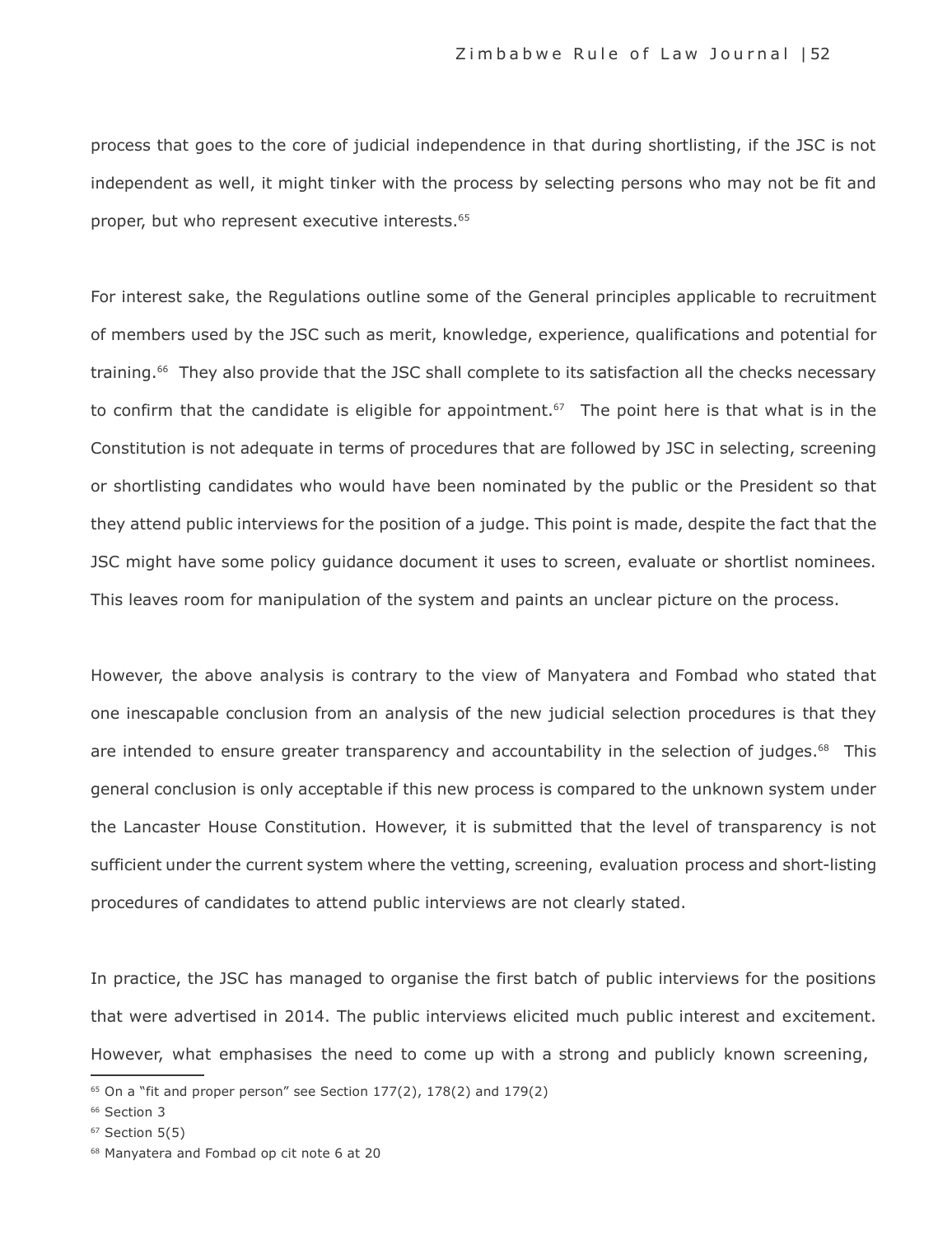process that goes to the core of judicial independence in that during shortlisting, if the JSC is not independent as well, it might tinker with the process by selecting persons who may not be fit and proper, but who represent executive interests.[65]

For interest sake, the Regulations outline some of the General principles applicable to recruitment of members used by the JSC such as merit, knowledge, experience, qualifications and potential for training.[66] They also provide that the JSC shall complete to its satisfaction all the checks necessary to confirm that the candidate is eligible for appointment.[67] The point here is that what is in the Constitution is not adequate in terms of procedures that are followed by JSC in selecting, screening or shortlisting candidates who would have been nominated by the public or the President so that they attend public interviews for the position of a judge. This point is made, despite the fact that the JSC might have some policy guidance document it uses to screen, evaluate or shortlist nominees. This leaves room for manipulation of the system and paints an unclear picture on the process.

However, the above analysis is contrary to the view of Manyatera and Fombad who stated that one inescapable conclusion from an analysis of the new judicial selection procedures is that they are intended to ensure greater transparency and accountability in the selection of judges.[68] This general conclusion is only acceptable if this new process is compared to the unknown system under the Lancaster House Constitution. However, it is submitted that the level of transparency is not sufficient under the current system where the vetting, screening, evaluation process and short-listing procedures of candidates to attend public interviews are not clearly stated.

In practice, the JSC has managed to organise the first batch of public interviews for the positions that were advertised in 2014. The public interviews elicited much public interest and excitement. However, what emphasises the need to come up with a strong and publicly known screening,

---

[65] On a "fit and proper person" see Section 177(2), 178(2) and 179(2)

[66] Section 3

[67] Section 5(5)

[68] Manyatera and Fombad op cit note 6 at 20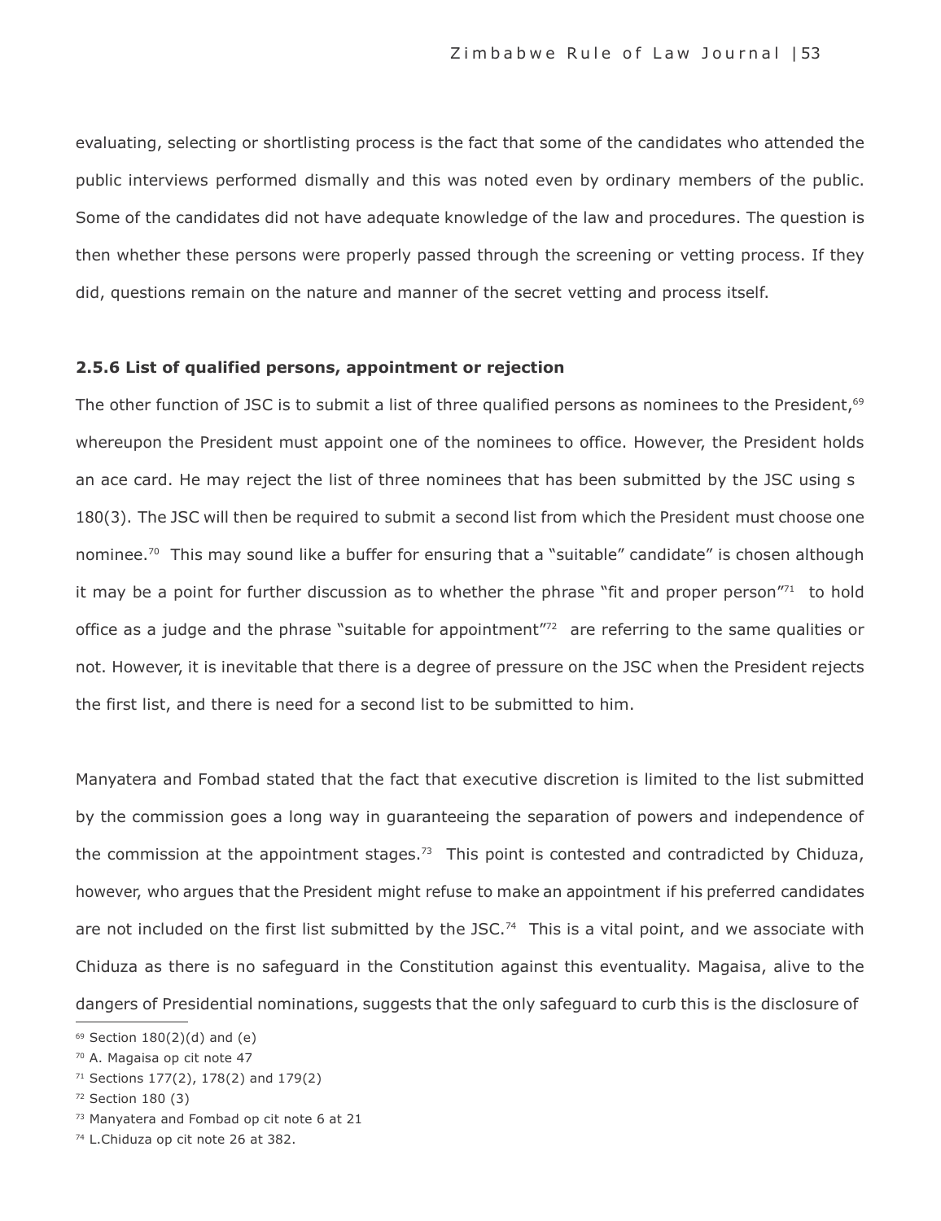evaluating, selecting or shortlisting process is the fact that some of the candidates who attended the public interviews performed dismally and this was noted even by ordinary members of the public. Some of the candidates did not have adequate knowledge of the law and procedures. The question is then whether these persons were properly passed through the screening or vetting process. If they did, questions remain on the nature and manner of the secret vetting and process itself.

### 2.5.6 List of qualified persons, appointment or rejection

The other function of JSC is to submit a list of three qualified persons as nominees to the President,[69] whereupon the President must appoint one of the nominees to office. However, the President holds an ace card. He may reject the list of three nominees that has been submitted by the JSC using s 180(3). The JSC will then be required to submit a second list from which the President must choose one nominee.[70] This may sound like a buffer for ensuring that a "suitable" candidate" is chosen although it may be a point for further discussion as to whether the phrase "fit and proper person"[71] to hold office as a judge and the phrase "suitable for appointment"[72] are referring to the same qualities or not. However, it is inevitable that there is a degree of pressure on the JSC when the President rejects the first list, and there is need for a second list to be submitted to him.

Manyatera and Fombad stated that the fact that executive discretion is limited to the list submitted by the commission goes a long way in guaranteeing the separation of powers and independence of the commission at the appointment stages.[73] This point is contested and contradicted by Chiduza, however, who argues that the President might refuse to make an appointment if his preferred candidates are not included on the first list submitted by the JSC.[74] This is a vital point, and we associate with Chiduza as there is no safeguard in the Constitution against this eventuality. Magaisa, alive to the dangers of Presidential nominations, suggests that the only safeguard to curb this is the disclosure of

---

[69] Section 180(2)(d) and (e)

[70] A. Magaisa op cit note 47

[71] Sections 177(2), 178(2) and 179(2)

[72] Section 180 (3)

[73] Manyatera and Fombad op cit note 6 at 21

[74] L.Chiduza op cit note 26 at 382.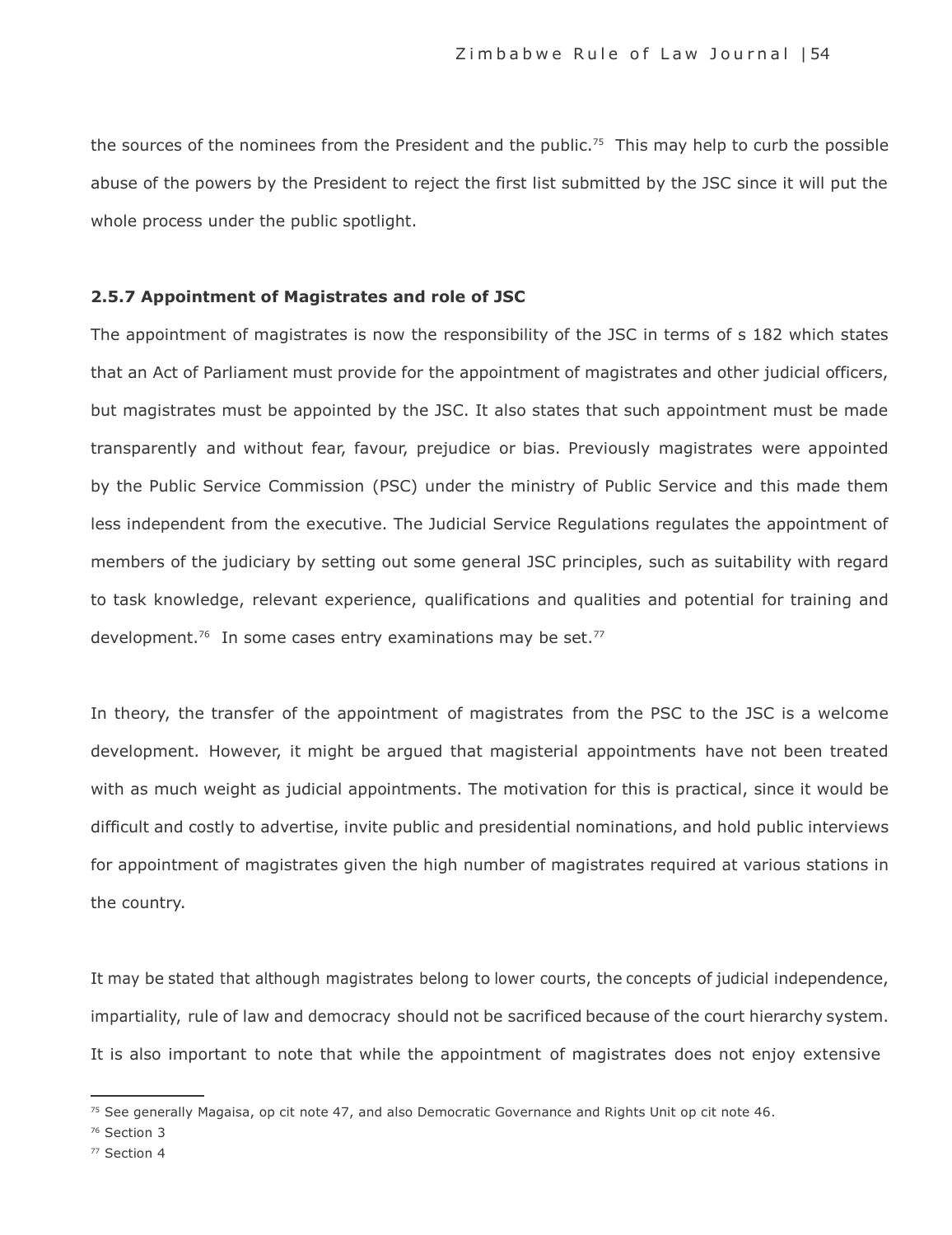the sources of the nominees from the President and the public.[75] This may help to curb the possible abuse of the powers by the President to reject the first list submitted by the JSC since it will put the whole process under the public spotlight.

### 2.5.7 Appointment of Magistrates and role of JSC

The appointment of magistrates is now the responsibility of the JSC in terms of s 182 which states that an Act of Parliament must provide for the appointment of magistrates and other judicial officers, but magistrates must be appointed by the JSC. It also states that such appointment must be made transparently and without fear, favour, prejudice or bias. Previously magistrates were appointed by the Public Service Commission (PSC) under the ministry of Public Service and this made them less independent from the executive. The Judicial Service Regulations regulates the appointment of members of the judiciary by setting out some general JSC principles, such as suitability with regard to task knowledge, relevant experience, qualifications and qualities and potential for training and development.[76] In some cases entry examinations may be set.[77]

In theory, the transfer of the appointment of magistrates from the PSC to the JSC is a welcome development. However, it might be argued that magisterial appointments have not been treated with as much weight as judicial appointments. The motivation for this is practical, since it would be difficult and costly to advertise, invite public and presidential nominations, and hold public interviews for appointment of magistrates given the high number of magistrates required at various stations in the country.

It may be stated that although magistrates belong to lower courts, the concepts of judicial independence, impartiality, rule of law and democracy should not be sacrificed because of the court hierarchy system. It is also important to note that while the appointment of magistrates does not enjoy extensive

---

[75] See generally Magaisa, op cit note 47, and also Democratic Governance and Rights Unit op cit note 46.

[76] Section 3

[77] Section 4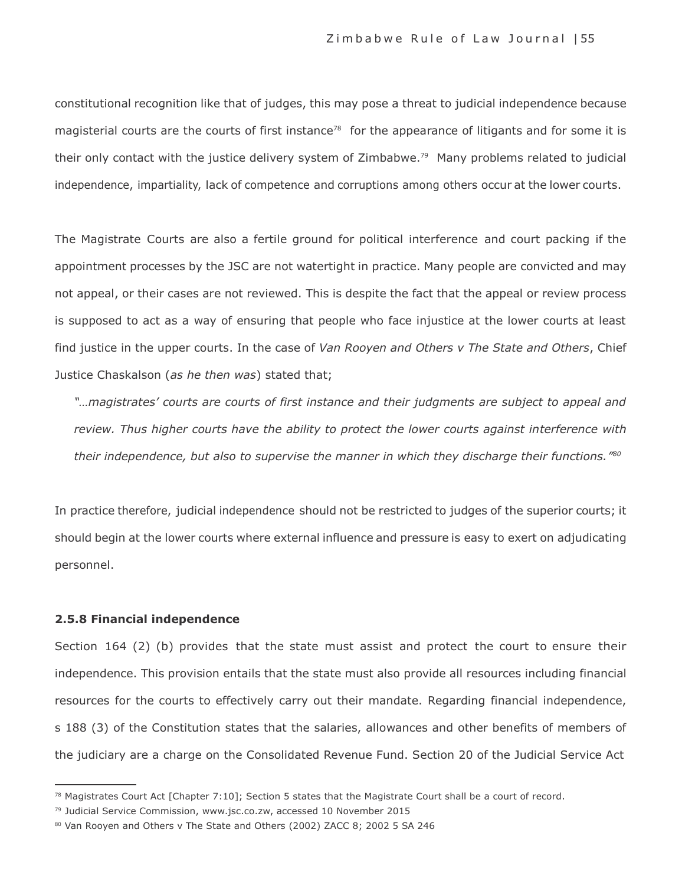constitutional recognition like that of judges, this may pose a threat to judicial independence because magisterial courts are the courts of first instance[78] for the appearance of litigants and for some it is their only contact with the justice delivery system of Zimbabwe.[79] Many problems related to judicial independence, impartiality, lack of competence and corruptions among others occur at the lower courts.

The Magistrate Courts are also a fertile ground for political interference and court packing if the appointment processes by the JSC are not watertight in practice. Many people are convicted and may not appeal, or their cases are not reviewed. This is despite the fact that the appeal or review process is supposed to act as a way of ensuring that people who face injustice at the lower courts at least find justice in the upper courts. In the case of *Van Rooyen and Others v The State and Others*, Chief Justice Chaskalson (*as he then was*) stated that;

> *"…magistrates' courts are courts of first instance and their judgments are subject to appeal and review. Thus higher courts have the ability to protect the lower courts against interference with their independence, but also to supervise the manner in which they discharge their functions."*[80]

In practice therefore, judicial independence should not be restricted to judges of the superior courts; it should begin at the lower courts where external influence and pressure is easy to exert on adjudicating personnel.

#### 2.5.8 Financial independence

Section 164 (2) (b) provides that the state must assist and protect the court to ensure their independence. This provision entails that the state must also provide all resources including financial resources for the courts to effectively carry out their mandate. Regarding financial independence, s 188 (3) of the Constitution states that the salaries, allowances and other benefits of members of the judiciary are a charge on the Consolidated Revenue Fund. Section 20 of the Judicial Service Act

---

[78] Magistrates Court Act [Chapter 7:10]; Section 5 states that the Magistrate Court shall be a court of record.

[79] Judicial Service Commission, www.jsc.co.zw, accessed 10 November 2015

[80] Van Rooyen and Others v The State and Others (2002) ZACC 8; 2002 5 SA 246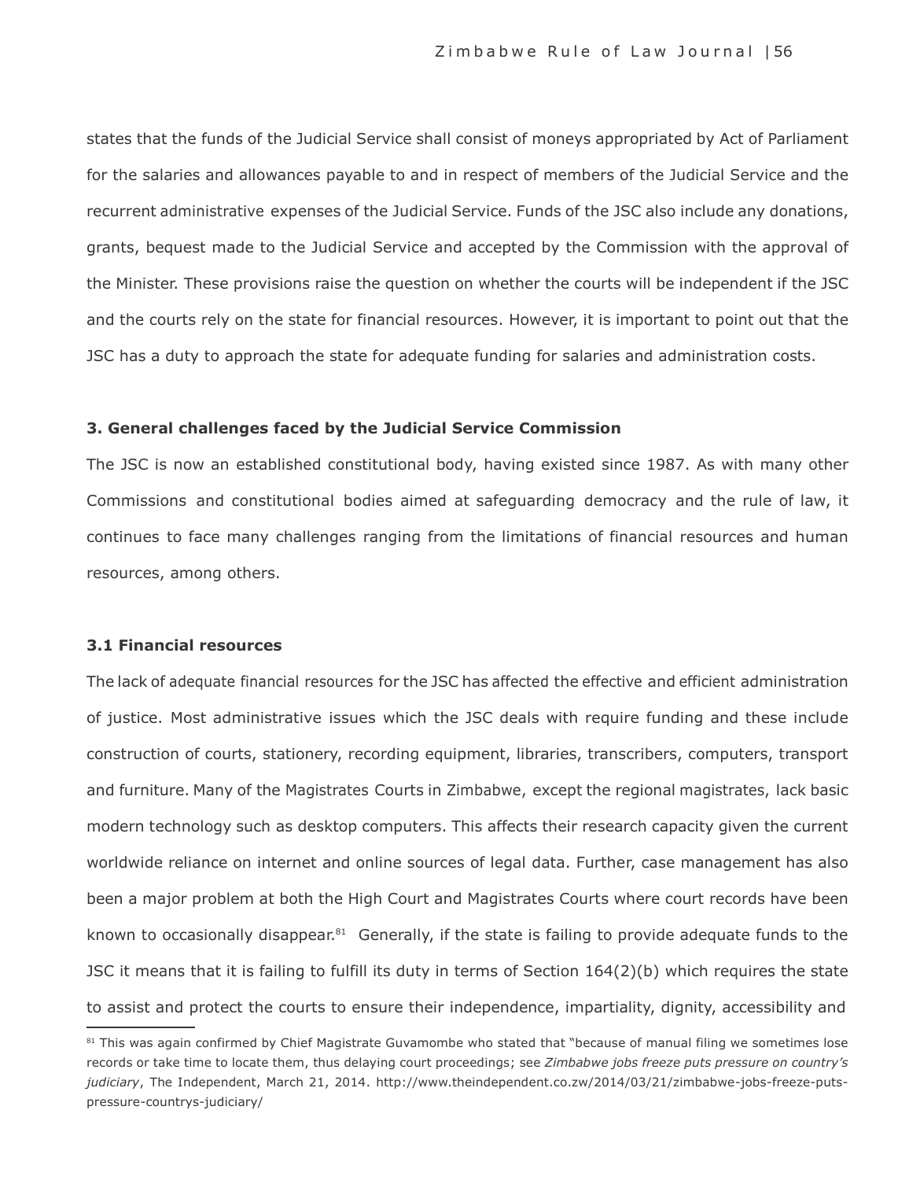states that the funds of the Judicial Service shall consist of moneys appropriated by Act of Parliament for the salaries and allowances payable to and in respect of members of the Judicial Service and the recurrent administrative expenses of the Judicial Service. Funds of the JSC also include any donations, grants, bequest made to the Judicial Service and accepted by the Commission with the approval of the Minister. These provisions raise the question on whether the courts will be independent if the JSC and the courts rely on the state for financial resources. However, it is important to point out that the JSC has a duty to approach the state for adequate funding for salaries and administration costs.

### 3. General challenges faced by the Judicial Service Commission

The JSC is now an established constitutional body, having existed since 1987. As with many other Commissions and constitutional bodies aimed at safeguarding democracy and the rule of law, it continues to face many challenges ranging from the limitations of financial resources and human resources, among others.

#### 3.1 Financial resources

The lack of adequate financial resources for the JSC has affected the effective and efficient administration of justice. Most administrative issues which the JSC deals with require funding and these include construction of courts, stationery, recording equipment, libraries, transcribers, computers, transport and furniture. Many of the Magistrates Courts in Zimbabwe, except the regional magistrates, lack basic modern technology such as desktop computers. This affects their research capacity given the current worldwide reliance on internet and online sources of legal data. Further, case management has also been a major problem at both the High Court and Magistrates Courts where court records have been known to occasionally disappear.[81] Generally, if the state is failing to provide adequate funds to the JSC it means that it is failing to fulfill its duty in terms of Section 164(2)(b) which requires the state to assist and protect the courts to ensure their independence, impartiality, dignity, accessibility and

---

[81] This was again confirmed by Chief Magistrate Guvamombe who stated that "because of manual filing we sometimes lose records or take time to locate them, thus delaying court proceedings; see *Zimbabwe jobs freeze puts pressure on country's judiciary*, The Independent, March 21, 2014. http://www.theindependent.co.zw/2014/03/21/zimbabwe-jobs-freeze-puts-pressure-countrys-judiciary/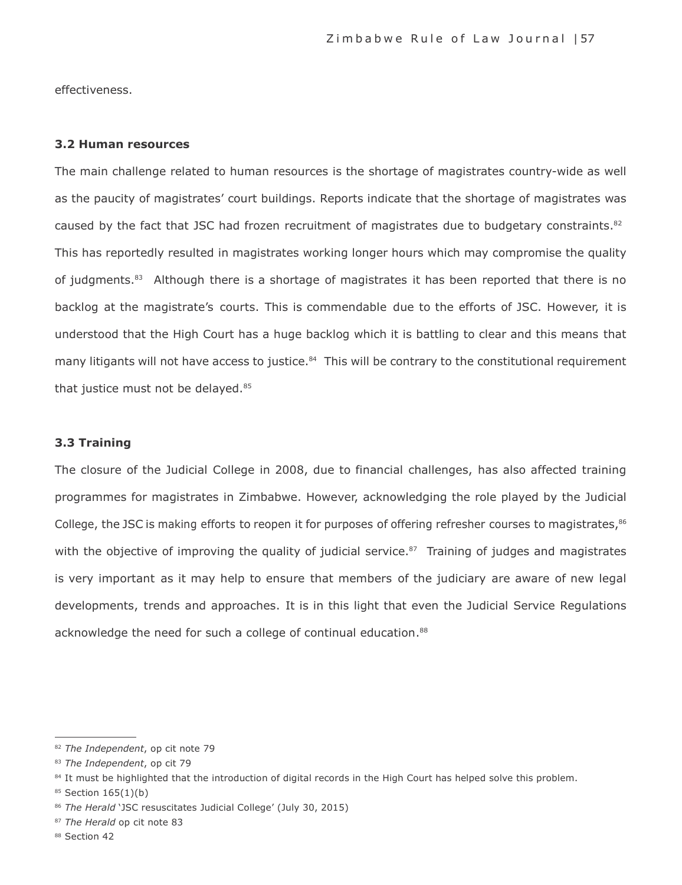effectiveness.

### 3.2 Human resources

The main challenge related to human resources is the shortage of magistrates country-wide as well as the paucity of magistrates' court buildings. Reports indicate that the shortage of magistrates was caused by the fact that JSC had frozen recruitment of magistrates due to budgetary constraints.[82] This has reportedly resulted in magistrates working longer hours which may compromise the quality of judgments.[83] Although there is a shortage of magistrates it has been reported that there is no backlog at the magistrate's courts. This is commendable due to the efforts of JSC. However, it is understood that the High Court has a huge backlog which it is battling to clear and this means that many litigants will not have access to justice.[84] This will be contrary to the constitutional requirement that justice must not be delayed.[85]

### 3.3 Training

The closure of the Judicial College in 2008, due to financial challenges, has also affected training programmes for magistrates in Zimbabwe. However, acknowledging the role played by the Judicial College, the JSC is making efforts to reopen it for purposes of offering refresher courses to magistrates,[86] with the objective of improving the quality of judicial service.[87] Training of judges and magistrates is very important as it may help to ensure that members of the judiciary are aware of new legal developments, trends and approaches. It is in this light that even the Judicial Service Regulations acknowledge the need for such a college of continual education.[88]

---

[82] *The Independent*, op cit note 79

[83] *The Independent*, op cit 79

[84] It must be highlighted that the introduction of digital records in the High Court has helped solve this problem.

[85] Section 165(1)(b)

[86] *The Herald* 'JSC resuscitates Judicial College' (July 30, 2015)

[87] *The Herald* op cit note 83

[88] Section 42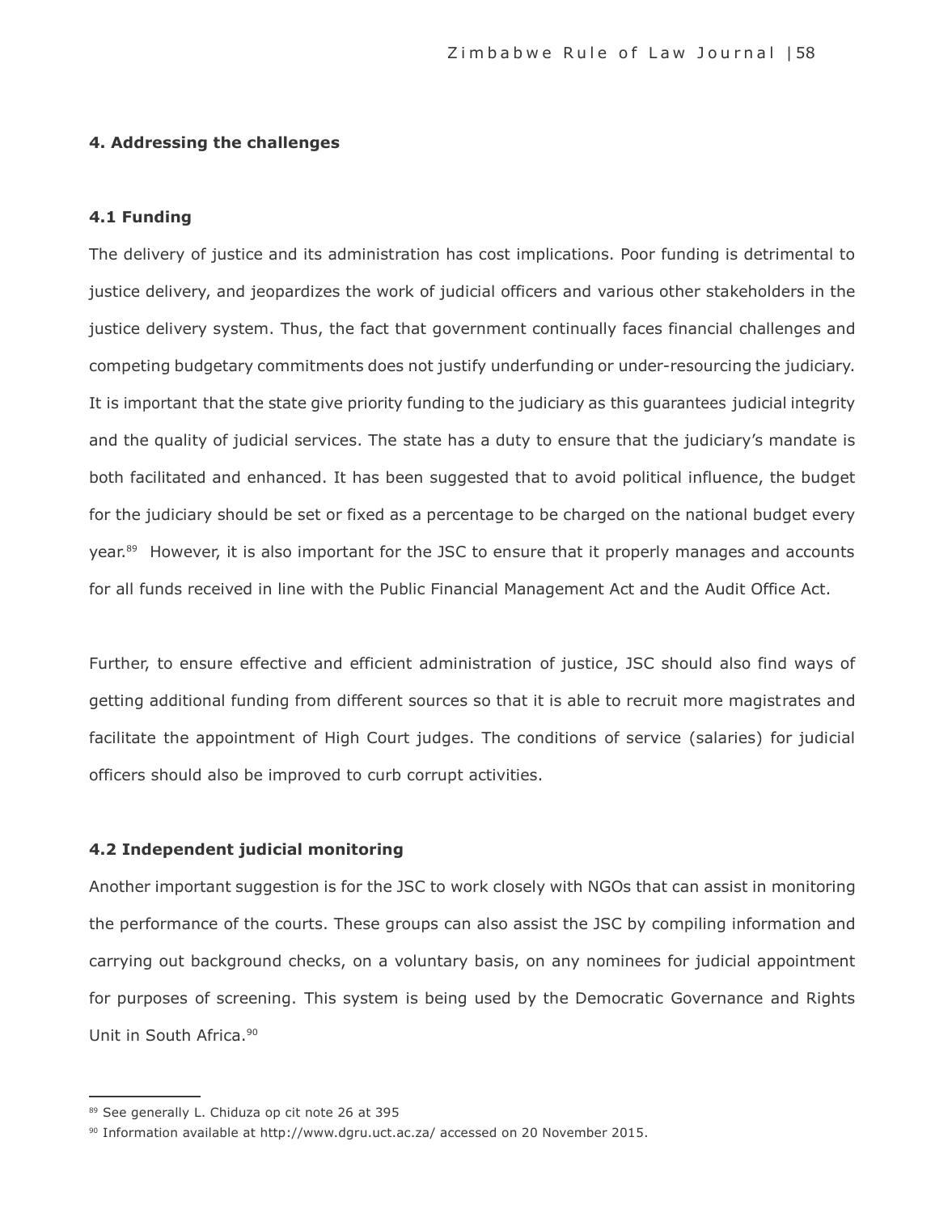## 4. Addressing the challenges

### 4.1 Funding

The delivery of justice and its administration has cost implications. Poor funding is detrimental to justice delivery, and jeopardizes the work of judicial officers and various other stakeholders in the justice delivery system. Thus, the fact that government continually faces financial challenges and competing budgetary commitments does not justify underfunding or under-resourcing the judiciary. It is important that the state give priority funding to the judiciary as this guarantees judicial integrity and the quality of judicial services. The state has a duty to ensure that the judiciary's mandate is both facilitated and enhanced. It has been suggested that to avoid political influence, the budget for the judiciary should be set or fixed as a percentage to be charged on the national budget every year.[89] However, it is also important for the JSC to ensure that it properly manages and accounts for all funds received in line with the Public Financial Management Act and the Audit Office Act.

Further, to ensure effective and efficient administration of justice, JSC should also find ways of getting additional funding from different sources so that it is able to recruit more magistrates and facilitate the appointment of High Court judges. The conditions of service (salaries) for judicial officers should also be improved to curb corrupt activities.

### 4.2 Independent judicial monitoring

Another important suggestion is for the JSC to work closely with NGOs that can assist in monitoring the performance of the courts. These groups can also assist the JSC by compiling information and carrying out background checks, on a voluntary basis, on any nominees for judicial appointment for purposes of screening. This system is being used by the Democratic Governance and Rights Unit in South Africa.[90]

---

[89] See generally L. Chiduza op cit note 26 at 395

[90] Information available at http://www.dgru.uct.ac.za/ accessed on 20 November 2015.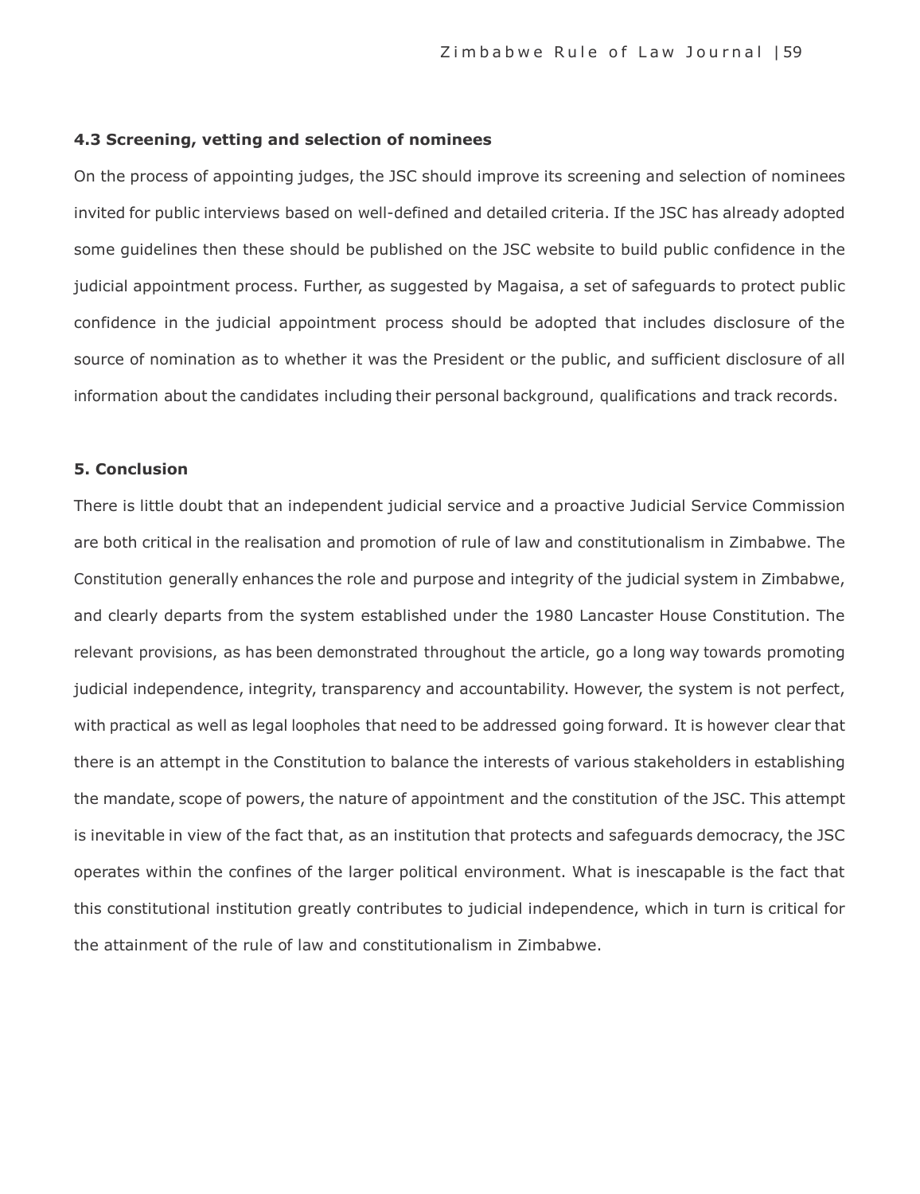### 4.3 Screening, vetting and selection of nominees

On the process of appointing judges, the JSC should improve its screening and selection of nominees invited for public interviews based on well-defined and detailed criteria. If the JSC has already adopted some guidelines then these should be published on the JSC website to build public confidence in the judicial appointment process. Further, as suggested by Magaisa, a set of safeguards to protect public confidence in the judicial appointment process should be adopted that includes disclosure of the source of nomination as to whether it was the President or the public, and sufficient disclosure of all information about the candidates including their personal background, qualifications and track records.

## 5. Conclusion

There is little doubt that an independent judicial service and a proactive Judicial Service Commission are both critical in the realisation and promotion of rule of law and constitutionalism in Zimbabwe. The Constitution generally enhances the role and purpose and integrity of the judicial system in Zimbabwe, and clearly departs from the system established under the 1980 Lancaster House Constitution. The relevant provisions, as has been demonstrated throughout the article, go a long way towards promoting judicial independence, integrity, transparency and accountability. However, the system is not perfect, with practical as well as legal loopholes that need to be addressed going forward. It is however clear that there is an attempt in the Constitution to balance the interests of various stakeholders in establishing the mandate, scope of powers, the nature of appointment and the constitution of the JSC. This attempt is inevitable in view of the fact that, as an institution that protects and safeguards democracy, the JSC operates within the confines of the larger political environment. What is inescapable is the fact that this constitutional institution greatly contributes to judicial independence, which in turn is critical for the attainment of the rule of law and constitutionalism in Zimbabwe.